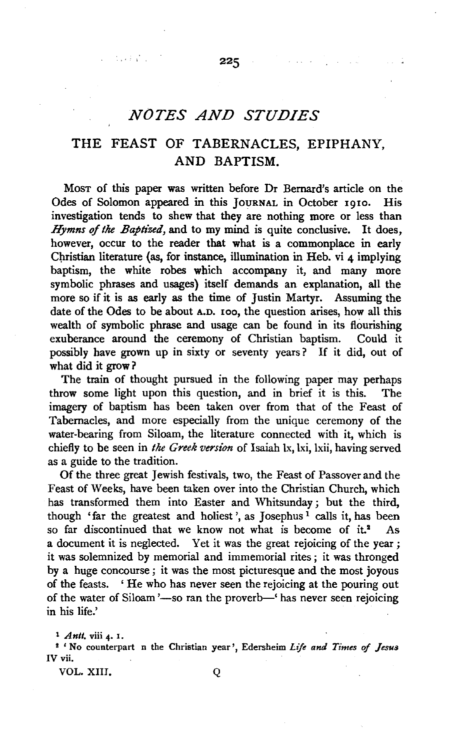## *NOTES AND STUDIES*

# THE FEAST OF TABERNACLES, EPIPHANY, AND BAPTISM.

Most of this paper was written before Dr Bernard's article on the Odes of Solomon appeared in this Journal in October 1910. His investigation tends to shew that they are nothing more or less than *Hymns of the Baptized*, and to my mind is quite conclusive. It does, however, occur to the reader that what is a commonplace in early Christian literature (as, for instance, illumination in Heb. vi 4 implying baptism, the white robes which accompany it, and many more symbolic phrases and usages) itself demands an explanation, all the more so if it is as early as the time of Justin Martyr. Assuming the date of the Odes to be about A.D. 100, the question arises, how all this wealth of symbolic phrase and usage can be found in its flourishing exuberance around the ceremony of Christian baptism. Could it possibly have grown up in sixty or seventy years? If it did, out of what did it grow?

The train of thought pursued in the following paper may perhaps throw some light upon this question, and in brief it is this. The imagery of baptism has been taken over from that of the Feast of Tabernacles, and more especially from the unique ceremony of the water-bearing from Siloam, the literature connected with it, which is chiefly to be seen in *the Greek version* of Isaiah lx, lxi, lxii, having served as a guide to the tradition.

Of the three great Jewish festivals, two, the Feast of Passover and the Feast of Weeks, have been taken over into the Christian Church, which has transformed them into Easter and Whitsunday; but the third, though 'far the greatest and holiest', as Josephus[1] calls it, has been so far discontinued that we know not what is become of it.[2] As a document it is neglected. Yet it was the great rejoicing of the year; it was solemnized by memorial and immemorial rites; it was thronged by a huge concourse; it was the most picturesque and the most joyous of the feasts. 'He who has never seen the rejoicing at the pouring out of the water of Siloam'—so ran the proverb—'has never seen rejoicing in his life.'

[1] *Antt.* viii 4. 1.

[2] 'No counterpart n the Christian year', Edersheim *Life and Times of Jesus* IV vii.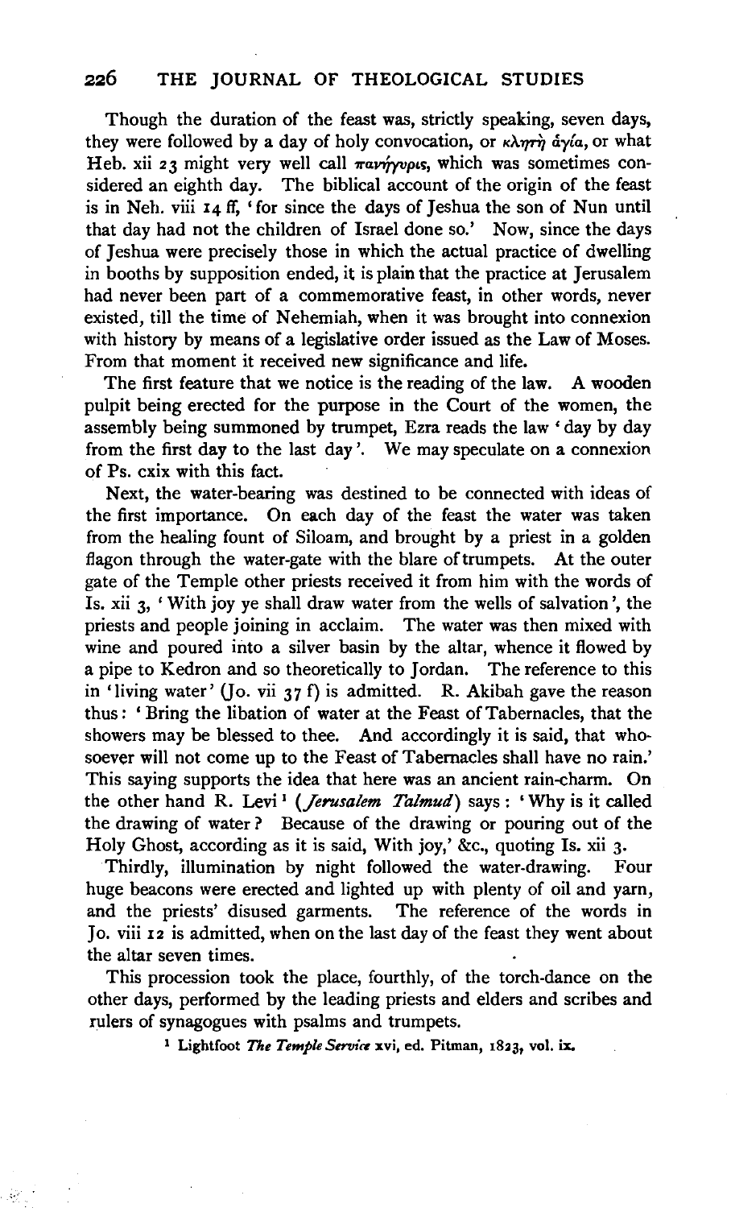Though the duration of the feast was, strictly speaking, seven days, they were followed by a day of holy convocation, or κλητὴ ἁγία, or what Heb. xii 23 might very well call πανήγυρις, which was sometimes considered an eighth day. The biblical account of the origin of the feast is in Neh. viii 14 ff, 'for since the days of Jeshua the son of Nun until that day had not the children of Israel done so.' Now, since the days of Jeshua were precisely those in which the actual practice of dwelling in booths by supposition ended, it is plain that the practice at Jerusalem had never been part of a commemorative feast, in other words, never existed, till the time of Nehemiah, when it was brought into connexion with history by means of a legislative order issued as the Law of Moses. From that moment it received new significance and life.

The first feature that we notice is the reading of the law. A wooden pulpit being erected for the purpose in the Court of the women, the assembly being summoned by trumpet, Ezra reads the law 'day by day from the first day to the last day'. We may speculate on a connexion of Ps. cxix with this fact.

Next, the water-bearing was destined to be connected with ideas of the first importance. On each day of the feast the water was taken from the healing fount of Siloam, and brought by a priest in a golden flagon through the water-gate with the blare of trumpets. At the outer gate of the Temple other priests received it from him with the words of Is. xii 3, 'With joy ye shall draw water from the wells of salvation', the priests and people joining in acclaim. The water was then mixed with wine and poured into a silver basin by the altar, whence it flowed by a pipe to Kedron and so theoretically to Jordan. The reference to this in 'living water' (Jo. vii 37 f) is admitted. R. Akibah gave the reason thus: 'Bring the libation of water at the Feast of Tabernacles, that the showers may be blessed to thee. And accordingly it is said, that whosoever will not come up to the Feast of Tabernacles shall have no rain.' This saying supports the idea that here was an ancient rain-charm. On the other hand R. Levi[1] (*Jerusalem Talmud*) says: 'Why is it called the drawing of water? Because of the drawing or pouring out of the Holy Ghost, according as it is said, With joy,' &c., quoting Is. xii 3.

Thirdly, illumination by night followed the water-drawing. Four huge beacons were erected and lighted up with plenty of oil and yarn, and the priests' disused garments. The reference of the words in Jo. viii 12 is admitted, when on the last day of the feast they went about the altar seven times.

This procession took the place, fourthly, of the torch-dance on the other days, performed by the leading priests and elders and scribes and rulers of synagogues with psalms and trumpets.

[1] Lightfoot *The Temple Service* xvi, ed. Pitman, 1823, vol. ix.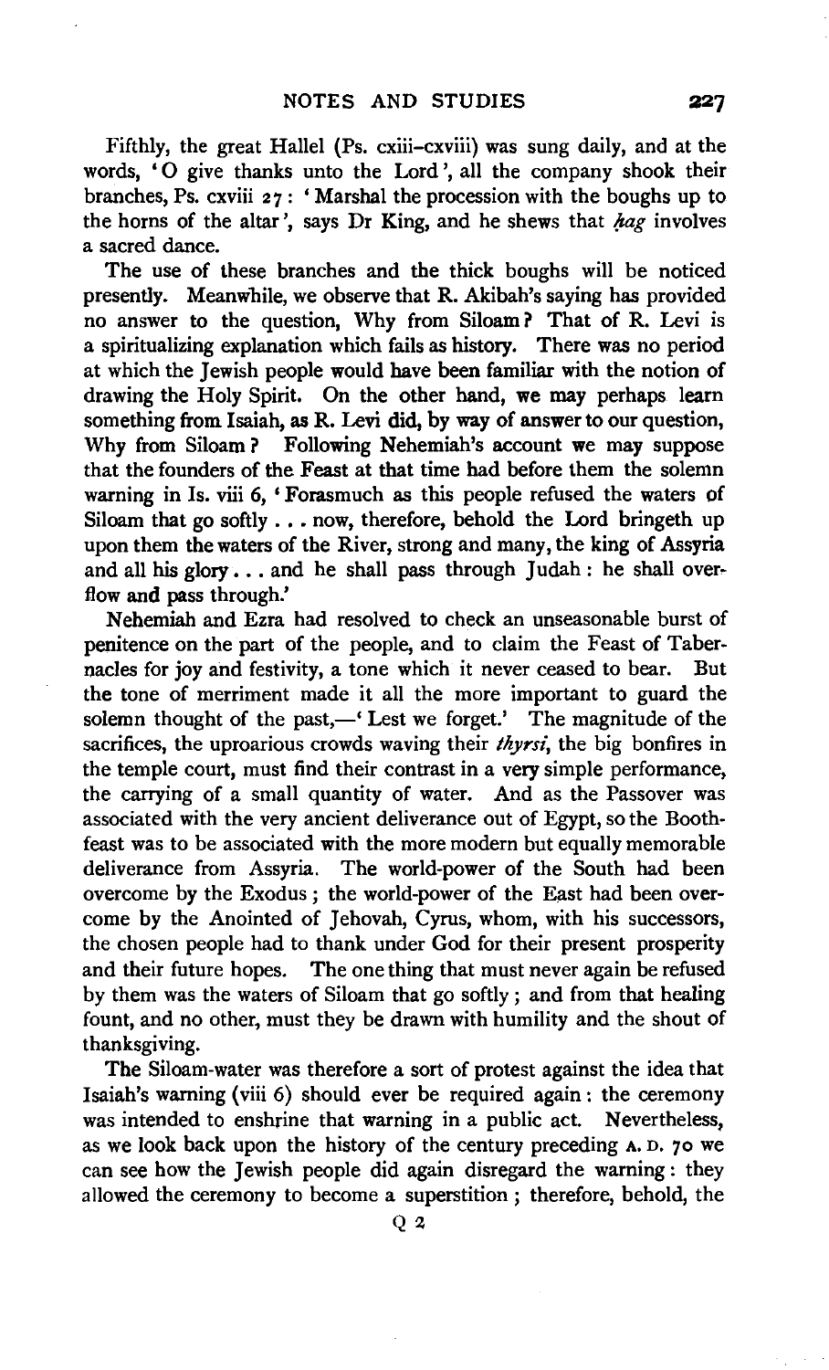Fifthly, the great Hallel (Ps. cxiii–cxviii) was sung daily, and at the words, 'O give thanks unto the Lord', all the company shook their branches, Ps. cxviii 27: 'Marshal the procession with the boughs up to the horns of the altar', says Dr King, and he shews that *ḥag* involves a sacred dance.

The use of these branches and the thick boughs will be noticed presently. Meanwhile, we observe that R. Akibah's saying has provided no answer to the question, Why from Siloam? That of R. Levi is a spiritualizing explanation which fails as history. There was no period at which the Jewish people would have been familiar with the notion of drawing the Holy Spirit. On the other hand, we may perhaps learn something from Isaiah, as R. Levi did, by way of answer to our question, Why from Siloam? Following Nehemiah's account we may suppose that the founders of the Feast at that time had before them the solemn warning in Is. viii 6, 'Forasmuch as this people refused the waters of Siloam that go softly . . . now, therefore, behold the Lord bringeth up upon them the waters of the River, strong and many, the king of Assyria and all his glory . . . and he shall pass through Judah: he shall overflow and pass through.'

Nehemiah and Ezra had resolved to check an unseasonable burst of penitence on the part of the people, and to claim the Feast of Tabernacles for joy and festivity, a tone which it never ceased to bear. But the tone of merriment made it all the more important to guard the solemn thought of the past,—'Lest we forget.' The magnitude of the sacrifices, the uproarious crowds waving their *thyrsi*, the big bonfires in the temple court, must find their contrast in a very simple performance, the carrying of a small quantity of water. And as the Passover was associated with the very ancient deliverance out of Egypt, so the Booth-feast was to be associated with the more modern but equally memorable deliverance from Assyria. The world-power of the South had been overcome by the Exodus; the world-power of the East had been overcome by the Anointed of Jehovah, Cyrus, whom, with his successors, the chosen people had to thank under God for their present prosperity and their future hopes. The one thing that must never again be refused by them was the waters of Siloam that go softly; and from that healing fount, and no other, must they be drawn with humility and the shout of thanksgiving.

The Siloam-water was therefore a sort of protest against the idea that Isaiah's warning (viii 6) should ever be required again: the ceremony was intended to enshrine that warning in a public act. Nevertheless, as we look back upon the history of the century preceding A. D. 70 we can see how the Jewish people did again disregard the warning: they allowed the ceremony to become a superstition; therefore, behold, the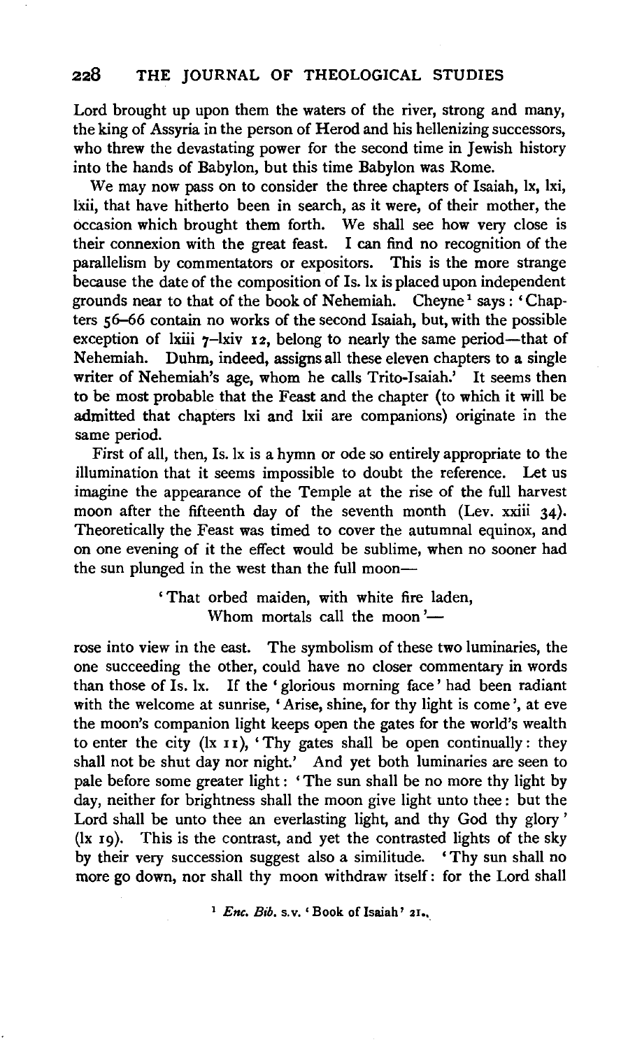Lord brought up upon them the waters of the river, strong and many, the king of Assyria in the person of Herod and his hellenizing successors, who threw the devastating power for the second time in Jewish history into the hands of Babylon, but this time Babylon was Rome.

We may now pass on to consider the three chapters of Isaiah, lx, lxi, lxii, that have hitherto been in search, as it were, of their mother, the occasion which brought them forth. We shall see how very close is their connexion with the great feast. I can find no recognition of the parallelism by commentators or expositors. This is the more strange because the date of the composition of Is. lx is placed upon independent grounds near to that of the book of Nehemiah. Cheyne[1] says: 'Chapters 56–66 contain no works of the second Isaiah, but, with the possible exception of lxiii 7–lxiv 12, belong to nearly the same period—that of Nehemiah. Duhm, indeed, assigns all these eleven chapters to a single writer of Nehemiah's age, whom he calls Trito-Isaiah.' It seems then to be most probable that the Feast and the chapter (to which it will be admitted that chapters lxi and lxii are companions) originate in the same period.

First of all, then, Is. lx is a hymn or ode so entirely appropriate to the illumination that it seems impossible to doubt the reference. Let us imagine the appearance of the Temple at the rise of the full harvest moon after the fifteenth day of the seventh month (Lev. xxiii 34). Theoretically the Feast was timed to cover the autumnal equinox, and on one evening of it the effect would be sublime, when no sooner had the sun plunged in the west than the full moon—

> 'That orbed maiden, with white fire laden,
> Whom mortals call the moon'—

rose into view in the east. The symbolism of these two luminaries, the one succeeding the other, could have no closer commentary in words than those of Is. lx. If the 'glorious morning face' had been radiant with the welcome at sunrise, 'Arise, shine, for thy light is come', at eve the moon's companion light keeps open the gates for the world's wealth to enter the city (lx 11), 'Thy gates shall be open continually: they shall not be shut day nor night.' And yet both luminaries are seen to pale before some greater light: 'The sun shall be no more thy light by day, neither for brightness shall the moon give light unto thee: but the Lord shall be unto thee an everlasting light, and thy God thy glory' (lx 19). This is the contrast, and yet the contrasted lights of the sky by their very succession suggest also a similitude. 'Thy sun shall no more go down, nor shall thy moon withdraw itself: for the Lord shall

[1] *Enc. Bib.* s.v. 'Book of Isaiah' 21.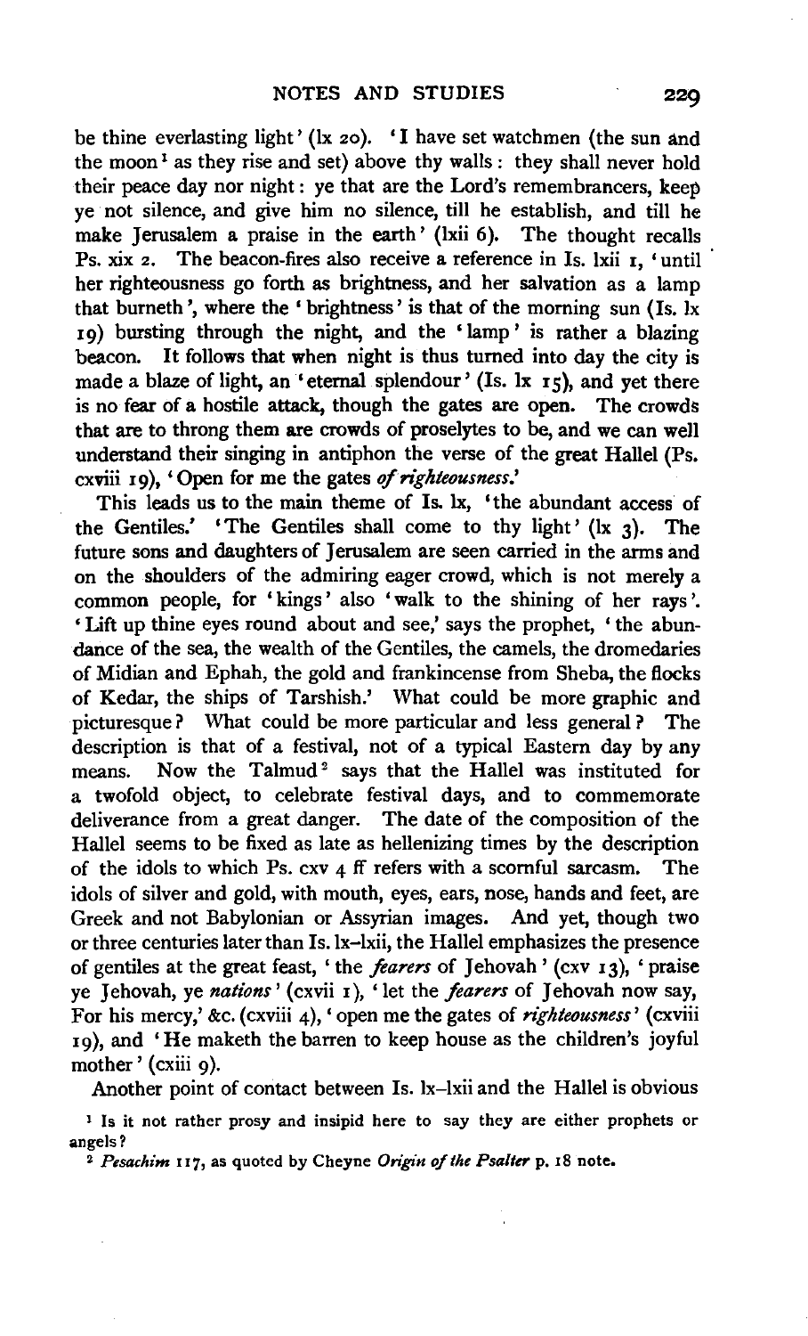be thine everlasting light' (lx 20). 'I have set watchmen (the sun and the moon[1] as they rise and set) above thy walls: they shall never hold their peace day nor night: ye that are the Lord's remembrancers, keep ye not silence, and give him no silence, till he establish, and till he make Jerusalem a praise in the earth' (lxii 6). The thought recalls Ps. xix 2. The beacon-fires also receive a reference in Is. lxii 1, 'until her righteousness go forth as brightness, and her salvation as a lamp that burneth', where the 'brightness' is that of the morning sun (Is. lx 19) bursting through the night, and the 'lamp' is rather a blazing beacon. It follows that when night is thus turned into day the city is made a blaze of light, an 'eternal splendour' (Is. lx 15), and yet there is no fear of a hostile attack, though the gates are open. The crowds that are to throng them are crowds of proselytes to be, and we can well understand their singing in antiphon the verse of the great Hallel (Ps. cxviii 19), 'Open for me the gates *of righteousness*.'

This leads us to the main theme of Is. lx, 'the abundant access of the Gentiles.' 'The Gentiles shall come to thy light' (lx 3). The future sons and daughters of Jerusalem are seen carried in the arms and on the shoulders of the admiring eager crowd, which is not merely a common people, for 'kings' also 'walk to the shining of her rays'. 'Lift up thine eyes round about and see,' says the prophet, 'the abundance of the sea, the wealth of the Gentiles, the camels, the dromedaries of Midian and Ephah, the gold and frankincense from Sheba, the flocks of Kedar, the ships of Tarshish.' What could be more graphic and picturesque? What could be more particular and less general? The description is that of a festival, not of a typical Eastern day by any means. Now the Talmud[2] says that the Hallel was instituted for a twofold object, to celebrate festival days, and to commemorate deliverance from a great danger. The date of the composition of the Hallel seems to be fixed as late as hellenizing times by the description of the idols to which Ps. cxv 4 ff refers with a scornful sarcasm. The idols of silver and gold, with mouth, eyes, ears, nose, hands and feet, are Greek and not Babylonian or Assyrian images. And yet, though two or three centuries later than Is. lx–lxii, the Hallel emphasizes the presence of gentiles at the great feast, 'the *fearers* of Jehovah' (cxv 13), 'praise ye Jehovah, ye *nations*' (cxvii 1), 'let the *fearers* of Jehovah now say, For his mercy,' &c. (cxviii 4), 'open me the gates of *righteousness*' (cxviii 19), and 'He maketh the barren to keep house as the children's joyful mother' (cxiii 9).

Another point of contact between Is. lx–lxii and the Hallel is obvious

[1] Is it not rather prosy and insipid here to say they are either prophets or angels?

[2] *Pesachim* 117, as quoted by Cheyne *Origin of the Psalter* p. 18 note.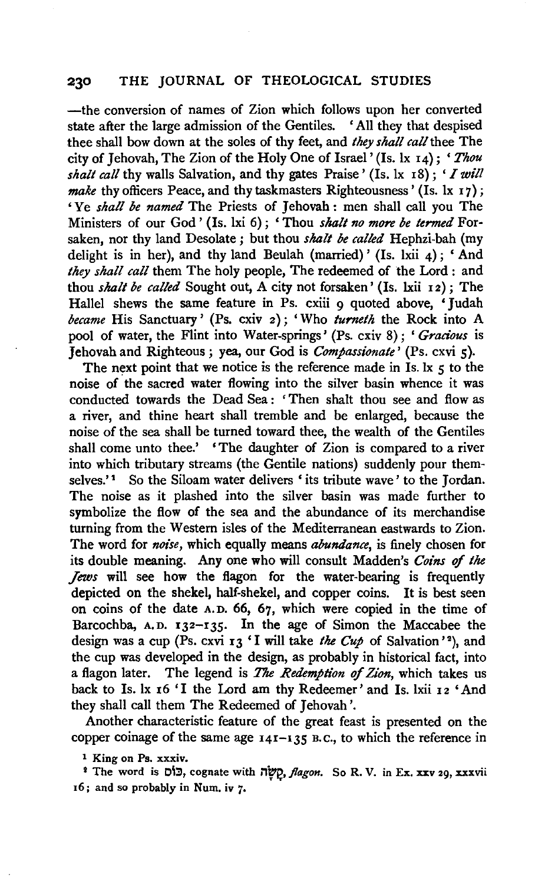—the conversion of names of Zion which follows upon her converted state after the large admission of the Gentiles. 'All they that despised thee shall bow down at the soles of thy feet, and *they shall call* thee The city of Jehovah, The Zion of the Holy One of Israel' (Is. lx 14); '*Thou shalt call* thy walls Salvation, and thy gates Praise' (Is. lx 18); '*I will make* thy officers Peace, and thy taskmasters Righteousness' (Is. lx 17); 'Ye *shall be named* The Priests of Jehovah: men shall call you The Ministers of our God' (Is. lxi 6); 'Thou *shalt no more be termed* Forsaken, nor thy land Desolate; but thou *shalt be called* Hephzi-bah (my delight is in her), and thy land Beulah (married)' (Is. lxii 4); 'And *they shall call* them The holy people, The redeemed of the Lord: and thou *shalt be called* Sought out, A city not forsaken' (Is. lxii 12); The Hallel shews the same feature in Ps. cxiii 9 quoted above, 'Judah *became* His Sanctuary' (Ps. cxiv 2); 'Who *turneth* the Rock into A pool of water, the Flint into Water-springs' (Ps. cxiv 8); '*Gracious* is Jehovah and Righteous; yea, our God is *Compassionate*' (Ps. cxvi 5).

The next point that we notice is the reference made in Is. lx 5 to the noise of the sacred water flowing into the silver basin whence it was conducted towards the Dead Sea: 'Then shalt thou see and flow as a river, and thine heart shall tremble and be enlarged, because the noise of the sea shall be turned toward thee, the wealth of the Gentiles shall come unto thee.' 'The daughter of Zion is compared to a river into which tributary streams (the Gentile nations) suddenly pour themselves.'[1] So the Siloam water delivers 'its tribute wave' to the Jordan. The noise as it plashed into the silver basin was made further to symbolize the flow of the sea and the abundance of its merchandise turning from the Western isles of the Mediterranean eastwards to Zion. The word for *noise*, which equally means *abundance*, is finely chosen for its double meaning. Any one who will consult Madden's *Coins of the Jews* will see how the flagon for the water-bearing is frequently depicted on the shekel, half-shekel, and copper coins. It is best seen on coins of the date A.D. 66, 67, which were copied in the time of Barcochba, A.D. 132–135. In the age of Simon the Maccabee the design was a cup (Ps. cxvi 13 'I will take *the Cup* of Salvation'[2]), and the cup was developed in the design, as probably in historical fact, into a flagon later. The legend is *The Redemption of Zion*, which takes us back to Is. lx 16 'I the Lord am thy Redeemer' and Is. lxii 12 'And they shall call them The Redeemed of Jehovah'.

Another characteristic feature of the great feast is presented on the copper coinage of the same age 141–135 B.C., to which the reference in

[1] King on Ps. xxxiv.

[2] The word is כּוֹס, cognate with קְשׂוָה, *flagon*. So R. V. in Ex. xxv 29, xxxvii 16; and so probably in Num. iv 7.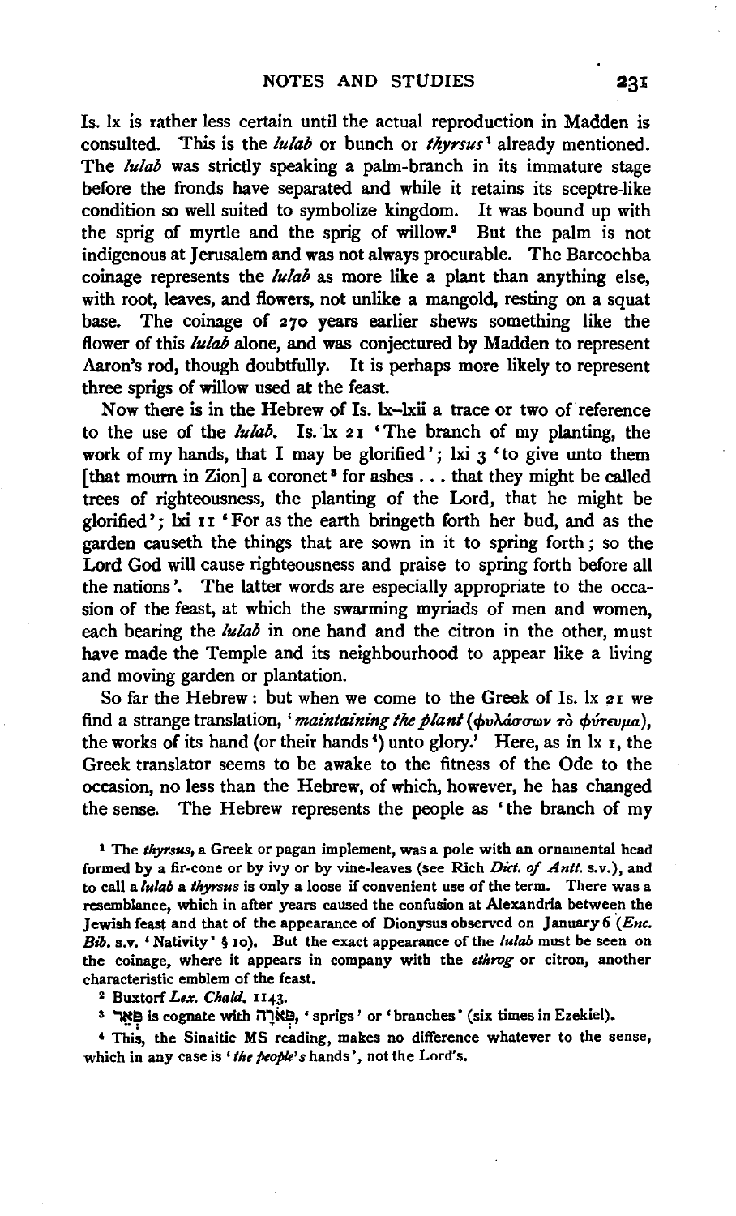Is. lx is rather less certain until the actual reproduction in Madden is consulted. This is the *lulab* or bunch or *thyrsus*[1] already mentioned. The *lulab* was strictly speaking a palm-branch in its immature stage before the fronds have separated and while it retains its sceptre-like condition so well suited to symbolize kingdom. It was bound up with the sprig of myrtle and the sprig of willow.[2] But the palm is not indigenous at Jerusalem and was not always procurable. The Barcochba coinage represents the *lulab* as more like a plant than anything else, with root, leaves, and flowers, not unlike a mangold, resting on a squat base. The coinage of 270 years earlier shews something like the flower of this *lulab* alone, and was conjectured by Madden to represent Aaron's rod, though doubtfully. It is perhaps more likely to represent three sprigs of willow used at the feast.

Now there is in the Hebrew of Is. lx–lxii a trace or two of reference to the use of the *lulab*. Is. lx 21 'The branch of my planting, the work of my hands, that I may be glorified'; lxi 3 'to give unto them [that mourn in Zion] a coronet[3] for ashes ... that they might be called trees of righteousness, the planting of the Lord, that he might be glorified'; lxi 11 'For as the earth bringeth forth her bud, and as the garden causeth the things that are sown in it to spring forth; so the Lord God will cause righteousness and praise to spring forth before all the nations'. The latter words are especially appropriate to the occasion of the feast, at which the swarming myriads of men and women, each bearing the *lulab* in one hand and the citron in the other, must have made the Temple and its neighbourhood to appear like a living and moving garden or plantation.

So far the Hebrew: but when we come to the Greek of Is. lx 21 we find a strange translation, '*maintaining the plant* (φυλάσσων τὸ φύτευμα), the works of its hand (or their hands[4]) unto glory.' Here, as in lx 1, the Greek translator seems to be awake to the fitness of the Ode to the occasion, no less than the Hebrew, of which, however, he has changed the sense. The Hebrew represents the people as 'the branch of my

[1] The *thyrsus*, a Greek or pagan implement, was a pole with an ornamental head formed by a fir-cone or by ivy or by vine-leaves (see Rich *Dict. of Antt.* s.v.), and to call a *lulab* a *thyrsus* is only a loose if convenient use of the term. There was a resemblance, which in after years caused the confusion at Alexandria between the Jewish feast and that of the appearance of Dionysus observed on January 6 (*Enc. Bib.* s.v. 'Nativity' § 10). But the exact appearance of the *lulab* must be seen on the coinage, where it appears in company with the *ethrog* or citron, another characteristic emblem of the feast.

[2] Buxtorf *Lex. Chald.* 1143.

[3] פְּאֵר is cognate with פֹּארָה, 'sprigs' or 'branches' (six times in Ezekiel).

[4] This, the Sinaitic MS reading, makes no difference whatever to the sense, which in any case is '*the people's* hands', not the Lord's.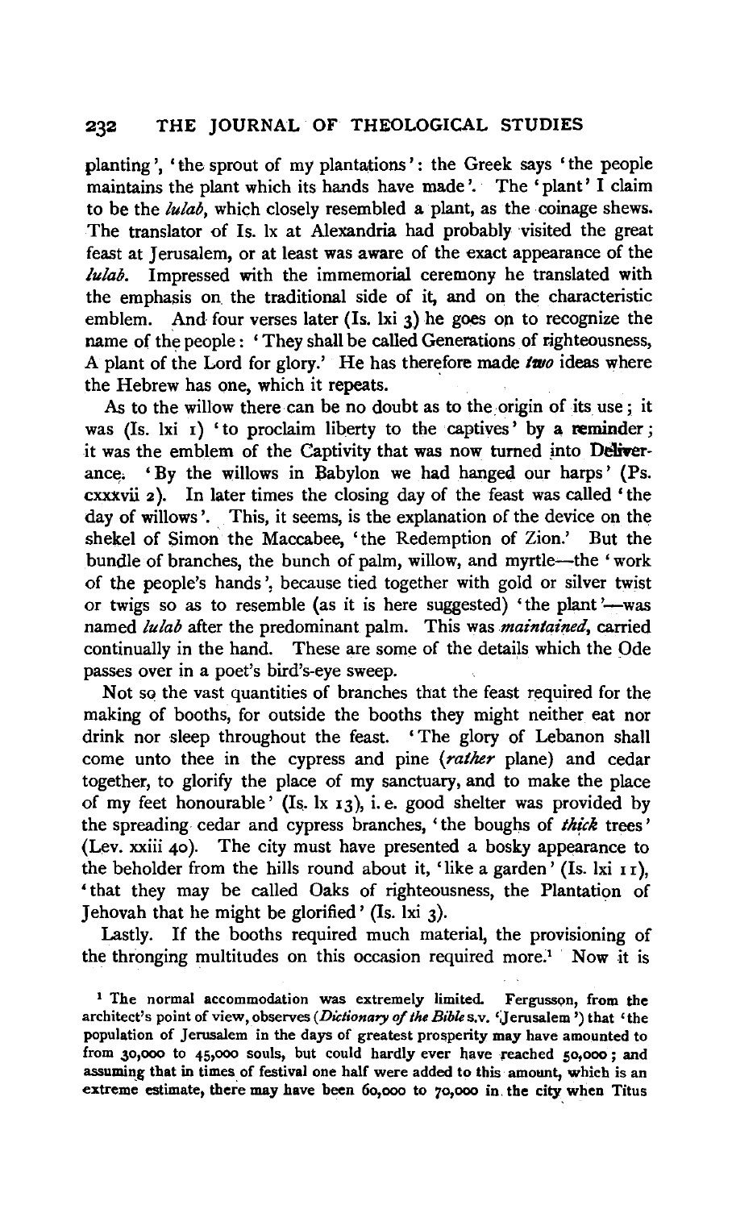planting', 'the sprout of my plantations': the Greek says 'the people maintains the plant which its hands have made'. The 'plant' I claim to be the *lulab*, which closely resembled a plant, as the coinage shews. The translator of Is. lx at Alexandria had probably visited the great feast at Jerusalem, or at least was aware of the exact appearance of the *lulab*. Impressed with the immemorial ceremony he translated with the emphasis on the traditional side of it, and on the characteristic emblem. And four verses later (Is. lxi 3) he goes on to recognize the name of the people: 'They shall be called Generations of righteousness, A plant of the Lord for glory.' He has therefore made *two* ideas where the Hebrew has one, which it repeats.

As to the willow there can be no doubt as to the origin of its use; it was (Is. lxi 1) 'to proclaim liberty to the captives' by a reminder; it was the emblem of the Captivity that was now turned into Deliverance. 'By the willows in Babylon we had hanged our harps' (Ps. cxxxvii 2). In later times the closing day of the feast was called 'the day of willows'. This, it seems, is the explanation of the device on the shekel of Simon the Maccabee, 'the Redemption of Zion.' But the bundle of branches, the bunch of palm, willow, and myrtle—the 'work of the people's hands', because tied together with gold or silver twist or twigs so as to resemble (as it is here suggested) 'the plant'—was named *lulab* after the predominant palm. This was *maintained*, carried continually in the hand. These are some of the details which the Ode passes over in a poet's bird's-eye sweep.

Not so the vast quantities of branches that the feast required for the making of booths, for outside the booths they might neither eat nor drink nor sleep throughout the feast. 'The glory of Lebanon shall come unto thee in the cypress and pine (*rather* plane) and cedar together, to glorify the place of my sanctuary, and to make the place of my feet honourable' (Is. lx 13), i. e. good shelter was provided by the spreading cedar and cypress branches, 'the boughs of *thick* trees' (Lev. xxiii 40). The city must have presented a bosky appearance to the beholder from the hills round about it, 'like a garden' (Is. lxi 11), 'that they may be called Oaks of righteousness, the Plantation of Jehovah that he might be glorified' (Is. lxi 3).

Lastly. If the booths required much material, the provisioning of the thronging multitudes on this occasion required more.[1] Now it is

[1] The normal accommodation was extremely limited. Fergusson, from the architect's point of view, observes (*Dictionary of the Bible* s.v. 'Jerusalem') that 'the population of Jerusalem in the days of greatest prosperity may have amounted to from 30,000 to 45,000 souls, but could hardly ever have reached 50,000; and assuming that in times of festival one half were added to this amount, which is an extreme estimate, there may have been 60,000 to 70,000 in the city when Titus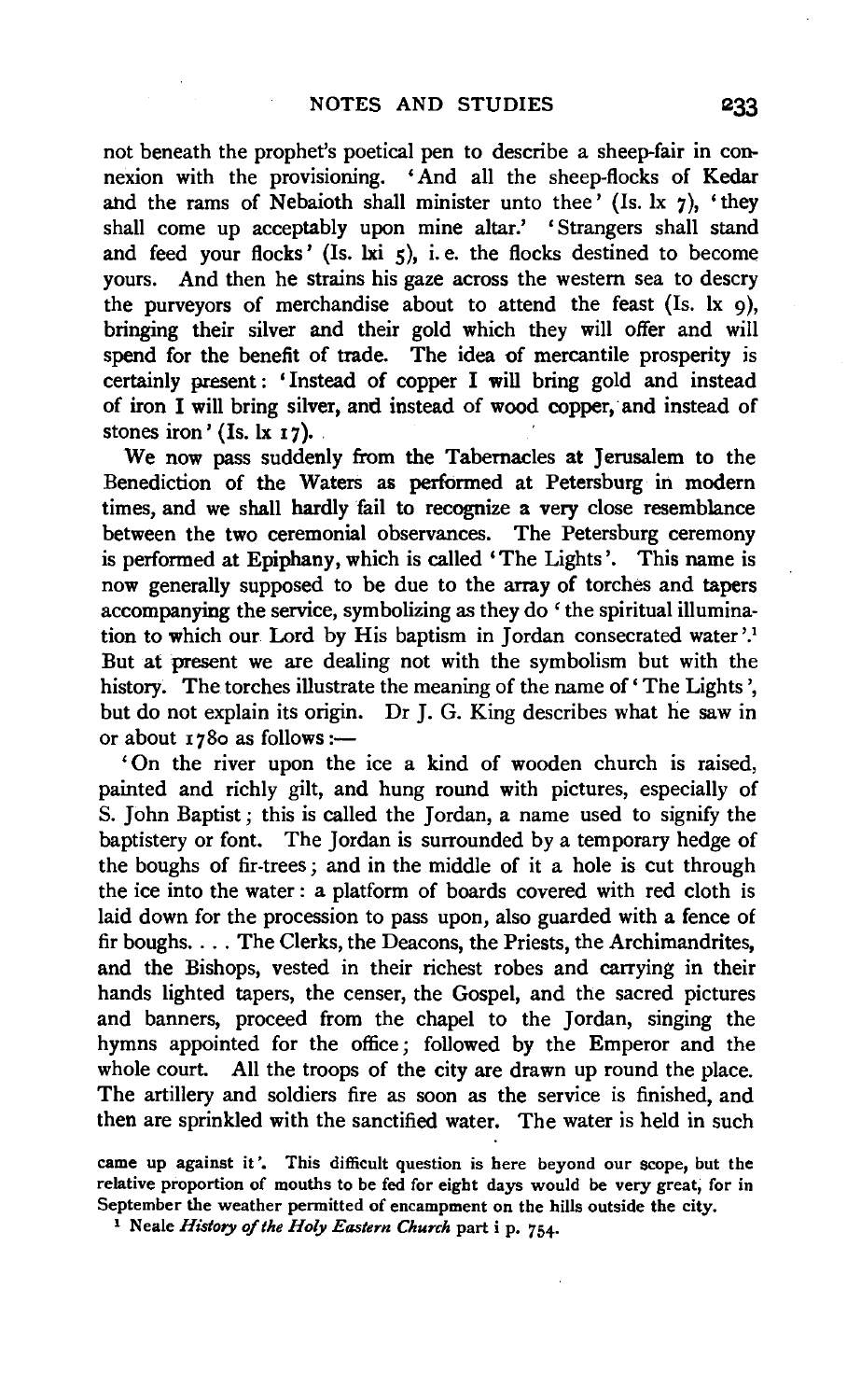not beneath the prophet's poetical pen to describe a sheep-fair in connexion with the provisioning. 'And all the sheep-flocks of Kedar and the rams of Nebaioth shall minister unto thee' (Is. lx 7), 'they shall come up acceptably upon mine altar.' 'Strangers shall stand and feed your flocks' (Is. lxi 5), i. e. the flocks destined to become yours. And then he strains his gaze across the western sea to descry the purveyors of merchandise about to attend the feast (Is. lx 9), bringing their silver and their gold which they will offer and will spend for the benefit of trade. The idea of mercantile prosperity is certainly present: 'Instead of copper I will bring gold and instead of iron I will bring silver, and instead of wood copper, and instead of stones iron' (Is. lx 17).

We now pass suddenly from the Tabernacles at Jerusalem to the Benediction of the Waters as performed at Petersburg in modern times, and we shall hardly fail to recognize a very close resemblance between the two ceremonial observances. The Petersburg ceremony is performed at Epiphany, which is called 'The Lights'. This name is now generally supposed to be due to the array of torches and tapers accompanying the service, symbolizing as they do 'the spiritual illumination to which our Lord by His baptism in Jordan consecrated water'.[1] But at present we are dealing not with the symbolism but with the history. The torches illustrate the meaning of the name of 'The Lights', but do not explain its origin. Dr J. G. King describes what he saw in or about 1780 as follows:—

'On the river upon the ice a kind of wooden church is raised, painted and richly gilt, and hung round with pictures, especially of S. John Baptist; this is called the Jordan, a name used to signify the baptistery or font. The Jordan is surrounded by a temporary hedge of the boughs of fir-trees; and in the middle of it a hole is cut through the ice into the water: a platform of boards covered with red cloth is laid down for the procession to pass upon, also guarded with a fence of fir boughs. . . . The Clerks, the Deacons, the Priests, the Archimandrites, and the Bishops, vested in their richest robes and carrying in their hands lighted tapers, the censer, the Gospel, and the sacred pictures and banners, proceed from the chapel to the Jordan, singing the hymns appointed for the office; followed by the Emperor and the whole court. All the troops of the city are drawn up round the place. The artillery and soldiers fire as soon as the service is finished, and then are sprinkled with the sanctified water. The water is held in such

came up against it'. This difficult question is here beyond our scope, but the relative proportion of mouths to be fed for eight days would be very great, for in September the weather permitted of encampment on the hills outside the city.

[1] Neale *History of the Holy Eastern Church* part i p. 754.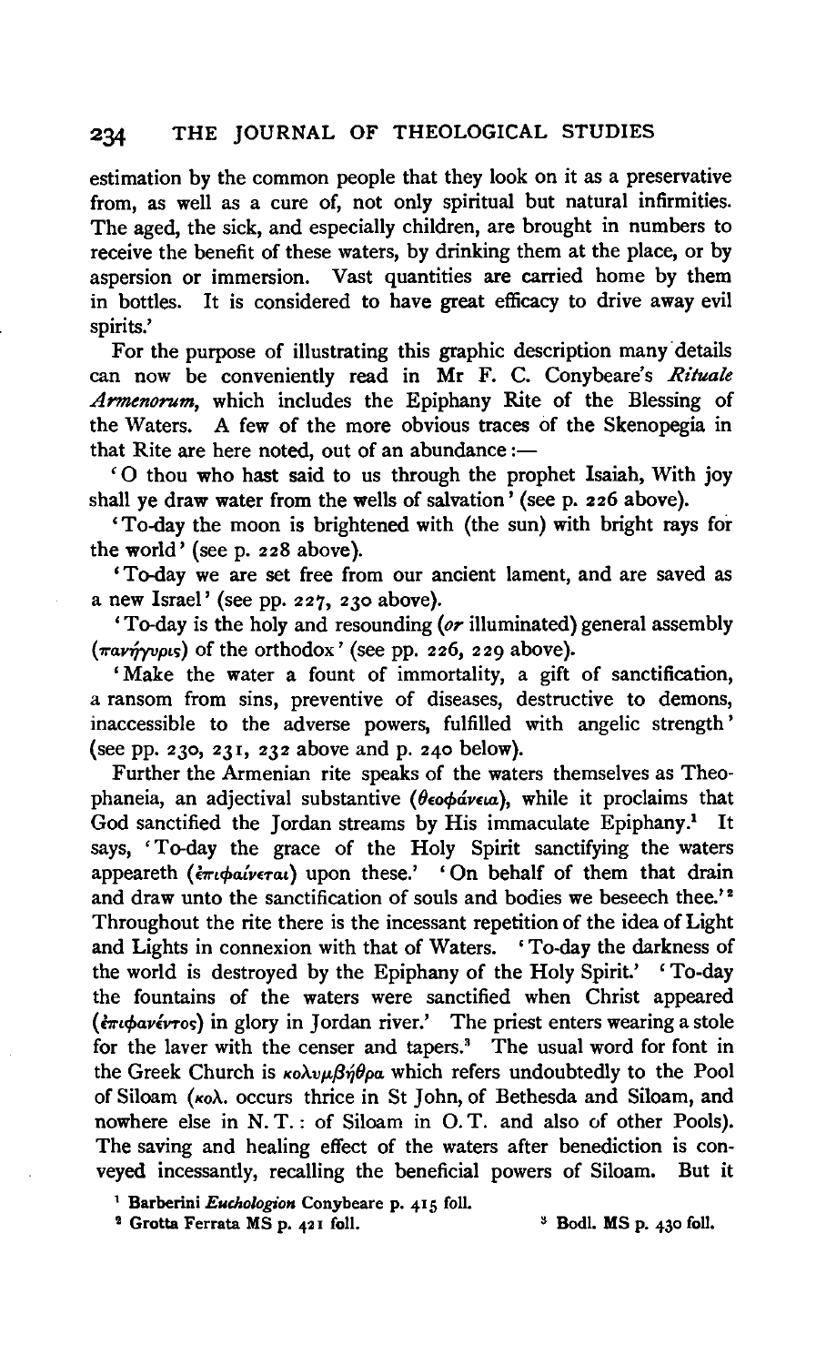estimation by the common people that they look on it as a preservative from, as well as a cure of, not only spiritual but natural infirmities. The aged, the sick, and especially children, are brought in numbers to receive the benefit of these waters, by drinking them at the place, or by aspersion or immersion. Vast quantities are carried home by them in bottles. It is considered to have great efficacy to drive away evil spirits.'

For the purpose of illustrating this graphic description many details can now be conveniently read in Mr F. C. Conybeare's *Rituale Armenorum*, which includes the Epiphany Rite of the Blessing of the Waters. A few of the more obvious traces of the Skenopegia in that Rite are here noted, out of an abundance :—

'O thou who hast said to us through the prophet Isaiah, With joy shall ye draw water from the wells of salvation' (see p. 226 above).

'To-day the moon is brightened with (the sun) with bright rays for the world' (see p. 228 above).

'To-day we are set free from our ancient lament, and are saved as a new Israel' (see pp. 227, 230 above).

'To-day is the holy and resounding (*or* illuminated) general assembly (πανήγυρις) of the orthodox' (see pp. 226, 229 above).

'Make the water a fount of immortality, a gift of sanctification, a ransom from sins, preventive of diseases, destructive to demons, inaccessible to the adverse powers, fulfilled with angelic strength' (see pp. 230, 231, 232 above and p. 240 below).

Further the Armenian rite speaks of the waters themselves as Theophaneia, an adjectival substantive (θεοφάνεια), while it proclaims that God sanctified the Jordan streams by His immaculate Epiphany.[1] It says, 'To-day the grace of the Holy Spirit sanctifying the waters appeareth (ἐπιφαίνεται) upon these.' 'On behalf of them that drain and draw unto the sanctification of souls and bodies we beseech thee.'[2] Throughout the rite there is the incessant repetition of the idea of Light and Lights in connexion with that of Waters. 'To-day the darkness of the world is destroyed by the Epiphany of the Holy Spirit.' 'To-day the fountains of the waters were sanctified when Christ appeared (ἐπιφανέντος) in glory in Jordan river.' The priest enters wearing a stole for the laver with the censer and tapers.[3] The usual word for font in the Greek Church is κολυμβήθρα which refers undoubtedly to the Pool of Siloam (κολ. occurs thrice in St John, of Bethesda and Siloam, and nowhere else in N. T. : of Siloam in O. T. and also of other Pools). The saving and healing effect of the waters after benediction is conveyed incessantly, recalling the beneficial powers of Siloam. But it

[1] Barberini *Euchologion* Conybeare p. 415 foll.

[2] Grotta Ferrata MS p. 421 foll.

[3] Bodl. MS p. 430 foll.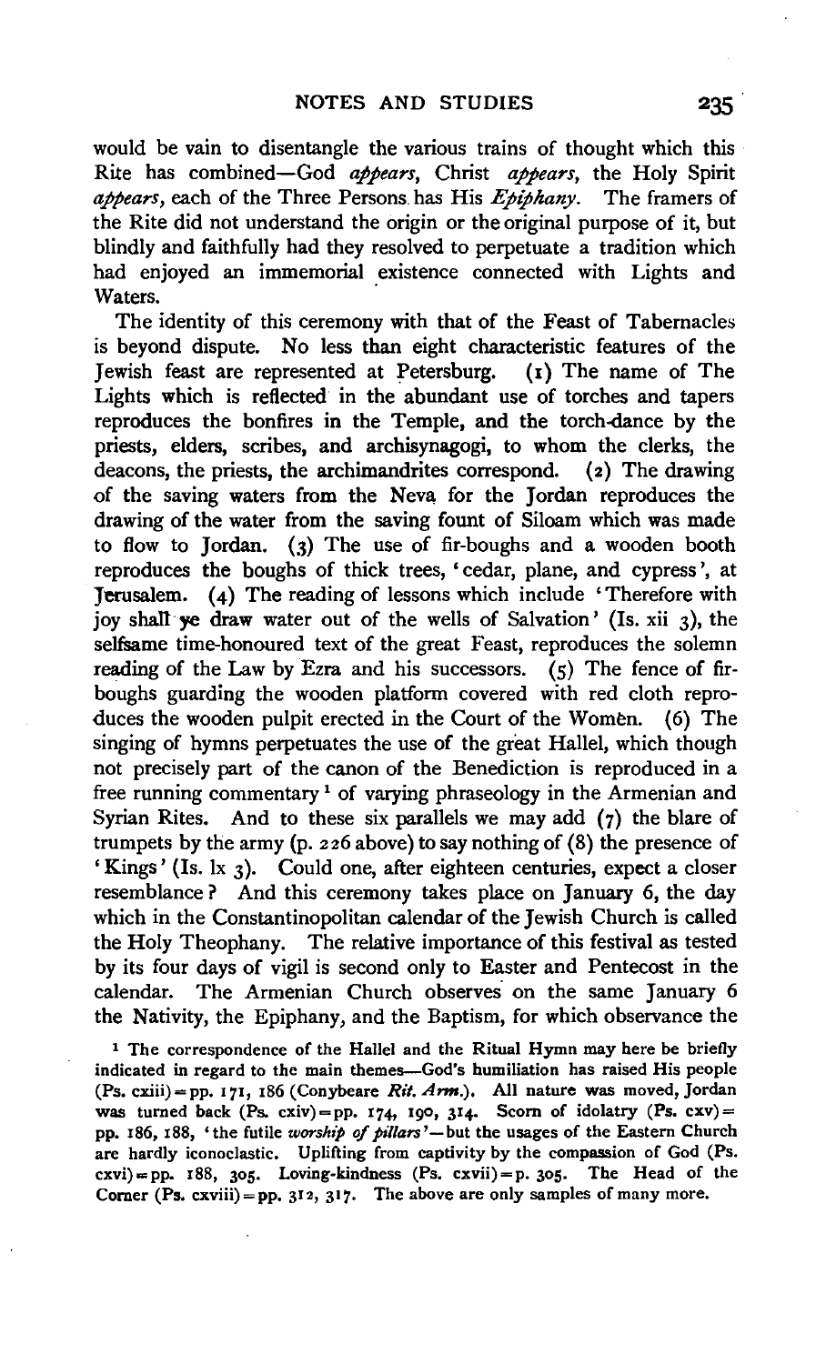would be vain to disentangle the various trains of thought which this Rite has combined—God *appears*, Christ *appears*, the Holy Spirit *appears*, each of the Three Persons has His *Epiphany*. The framers of the Rite did not understand the origin or the original purpose of it, but blindly and faithfully had they resolved to perpetuate a tradition which had enjoyed an immemorial existence connected with Lights and Waters.

The identity of this ceremony with that of the Feast of Tabernacles is beyond dispute. No less than eight characteristic features of the Jewish feast are represented at Petersburg. (1) The name of The Lights which is reflected in the abundant use of torches and tapers reproduces the bonfires in the Temple, and the torch-dance by the priests, elders, scribes, and archisynagogi, to whom the clerks, the deacons, the priests, the archimandrites correspond. (2) The drawing of the saving waters from the Neva for the Jordan reproduces the drawing of the water from the saving fount of Siloam which was made to flow to Jordan. (3) The use of fir-boughs and a wooden booth reproduces the boughs of thick trees, 'cedar, plane, and cypress', at Jerusalem. (4) The reading of lessons which include 'Therefore with joy shall ye draw water out of the wells of Salvation' (Is. xii 3), the selfsame time-honoured text of the great Feast, reproduces the solemn reading of the Law by Ezra and his successors. (5) The fence of fir-boughs guarding the wooden platform covered with red cloth reproduces the wooden pulpit erected in the Court of the Women. (6) The singing of hymns perpetuates the use of the great Hallel, which though not precisely part of the canon of the Benediction is reproduced in a free running commentary [1] of varying phraseology in the Armenian and Syrian Rites. And to these six parallels we may add (7) the blare of trumpets by the army (p. 226 above) to say nothing of (8) the presence of 'Kings' (Is. lx 3). Could one, after eighteen centuries, expect a closer resemblance? And this ceremony takes place on January 6, the day which in the Constantinopolitan calendar of the Jewish Church is called the Holy Theophany. The relative importance of this festival as tested by its four days of vigil is second only to Easter and Pentecost in the calendar. The Armenian Church observes on the same January 6 the Nativity, the Epiphany, and the Baptism, for which observance the

[1] The correspondence of the Hallel and the Ritual Hymn may here be briefly indicated in regard to the main themes—God's humiliation has raised His people (Ps. cxiii) = pp. 171, 186 (Conybeare *Rit. Arm.*). All nature was moved, Jordan was turned back (Ps. cxiv) = pp. 174, 190, 314. Scorn of idolatry (Ps. cxv) = pp. 186, 188, 'the futile *worship of pillars*'—but the usages of the Eastern Church are hardly iconoclastic. Uplifting from captivity by the compassion of God (Ps. cxvi) = pp. 188, 305. Loving-kindness (Ps. cxvii) = p. 305. The Head of the Corner (Ps. cxviii) = pp. 312, 317. The above are only samples of many more.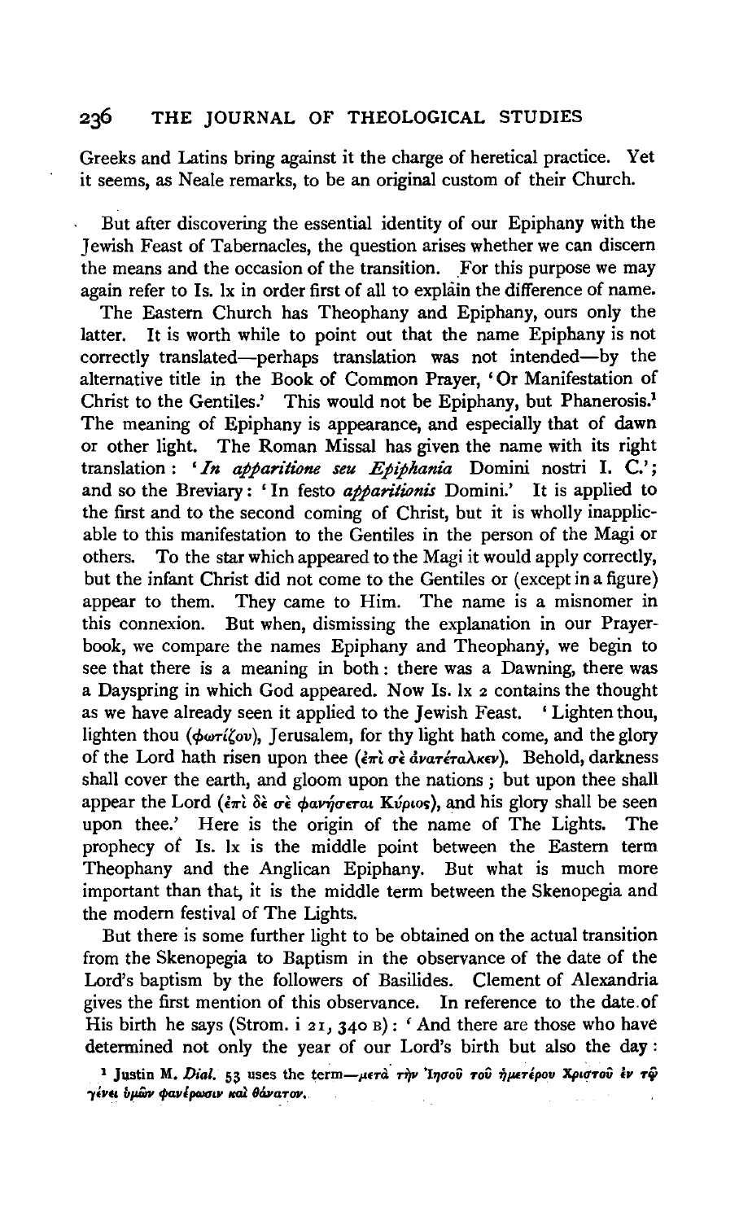Greeks and Latins bring against it the charge of heretical practice. Yet it seems, as Neale remarks, to be an original custom of their Church.

But after discovering the essential identity of our Epiphany with the Jewish Feast of Tabernacles, the question arises whether we can discern the means and the occasion of the transition. For this purpose we may again refer to Is. lx in order first of all to explain the difference of name.

The Eastern Church has Theophany and Epiphany, ours only the latter. It is worth while to point out that the name Epiphany is not correctly translated—perhaps translation was not intended—by the alternative title in the Book of Common Prayer, 'Or Manifestation of Christ to the Gentiles.' This would not be Epiphany, but Phanerosis.[1] The meaning of Epiphany is appearance, and especially that of dawn or other light. The Roman Missal has given the name with its right translation: '*In apparitione seu Epiphania* Domini nostri I. C.'; and so the Breviary: 'In festo *apparitionis* Domini.' It is applied to the first and to the second coming of Christ, but it is wholly inapplicable to this manifestation to the Gentiles in the person of the Magi or others. To the star which appeared to the Magi it would apply correctly, but the infant Christ did not come to the Gentiles or (except in a figure) appear to them. They came to Him. The name is a misnomer in this connexion. But when, dismissing the explanation in our Prayer-book, we compare the names Epiphany and Theophany, we begin to see that there is a meaning in both: there was a Dawning, there was a Dayspring in which God appeared. Now Is. lx 2 contains the thought as we have already seen it applied to the Jewish Feast. 'Lighten thou, lighten thou (φωτίζου), Jerusalem, for thy light hath come, and the glory of the Lord hath risen upon thee (ἐπὶ σὲ ἀνατέταλκεν). Behold, darkness shall cover the earth, and gloom upon the nations; but upon thee shall appear the Lord (ἐπὶ δὲ σὲ φανήσεται Κύριος), and his glory shall be seen upon thee.' Here is the origin of the name of The Lights. The prophecy of Is. lx is the middle point between the Eastern term Theophany and the Anglican Epiphany. But what is much more important than that, it is the middle term between the Skenopegia and the modern festival of The Lights.

But there is some further light to be obtained on the actual transition from the Skenopegia to Baptism in the observance of the date of the Lord's baptism by the followers of Basilides. Clement of Alexandria gives the first mention of this observance. In reference to the date of His birth he says (Strom. i 21, 340 B): 'And there are those who have determined not only the year of our Lord's birth but also the day:

[1] Justin M. *Dial.* 53 uses the term—μετὰ τὴν Ἰησοῦ τοῦ ἡμετέρου Χριστοῦ ἐν τῷ γένει ὑμῶν φανέρωσιν καὶ θάνατον.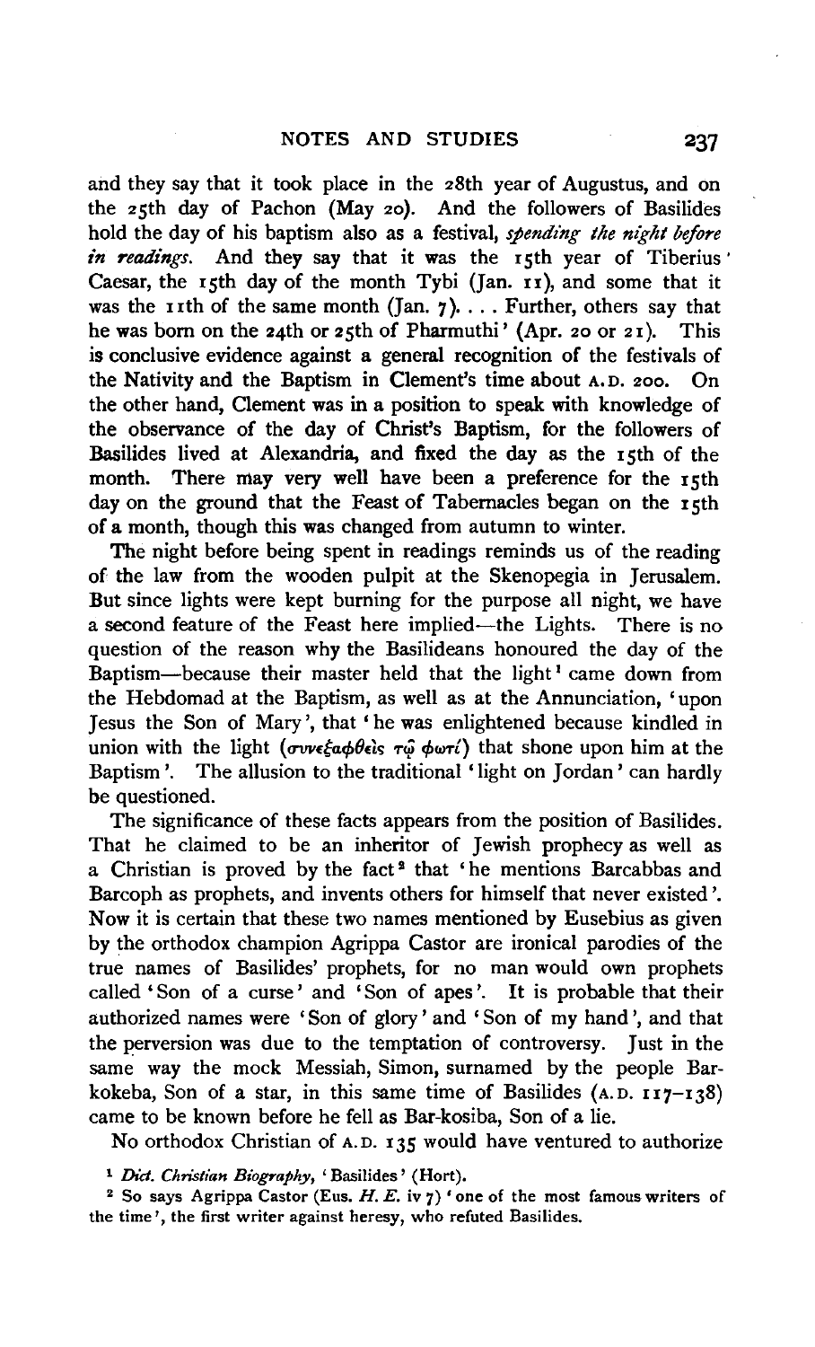and they say that it took place in the 28th year of Augustus, and on the 25th day of Pachon (May 20). And the followers of Basilides hold the day of his baptism also as a festival, *spending the night before in readings*. And they say that it was the 15th year of Tiberius Caesar, the 15th day of the month Tybi (Jan. 11), and some that it was the 11th of the same month (Jan. 7). . . . Further, others say that he was born on the 24th or 25th of Pharmuthi' (Apr. 20 or 21). This is conclusive evidence against a general recognition of the festivals of the Nativity and the Baptism in Clement's time about A.D. 200. On the other hand, Clement was in a position to speak with knowledge of the observance of the day of Christ's Baptism, for the followers of Basilides lived at Alexandria, and fixed the day as the 15th of the month. There may very well have been a preference for the 15th day on the ground that the Feast of Tabernacles began on the 15th of a month, though this was changed from autumn to winter.

The night before being spent in readings reminds us of the reading of the law from the wooden pulpit at the Skenopegia in Jerusalem. But since lights were kept burning for the purpose all night, we have a second feature of the Feast here implied—the Lights. There is no question of the reason why the Basilideans honoured the day of the Baptism—because their master held that the light[1] came down from the Hebdomad at the Baptism, as well as at the Annunciation, 'upon Jesus the Son of Mary', that 'he was enlightened because kindled in union with the light (συνεξαφθεὶς τῷ φωτί) that shone upon him at the Baptism'. The allusion to the traditional 'light on Jordan' can hardly be questioned.

The significance of these facts appears from the position of Basilides. That he claimed to be an inheritor of Jewish prophecy as well as a Christian is proved by the fact[2] that 'he mentions Barcabbas and Barcoph as prophets, and invents others for himself that never existed'. Now it is certain that these two names mentioned by Eusebius as given by the orthodox champion Agrippa Castor are ironical parodies of the true names of Basilides' prophets, for no man would own prophets called 'Son of a curse' and 'Son of apes'. It is probable that their authorized names were 'Son of glory' and 'Son of my hand', and that the perversion was due to the temptation of controversy. Just in the same way the mock Messiah, Simon, surnamed by the people Bar-kokeba, Son of a star, in this same time of Basilides (A.D. 117–138) came to be known before he fell as Bar-kosiba, Son of a lie.

No orthodox Christian of A.D. 135 would have ventured to authorize

[1] *Dict. Christian Biography*, 'Basilides' (Hort).

[2] So says Agrippa Castor (Eus. *H. E.* iv 7) 'one of the most famous writers of the time', the first writer against heresy, who refuted Basilides.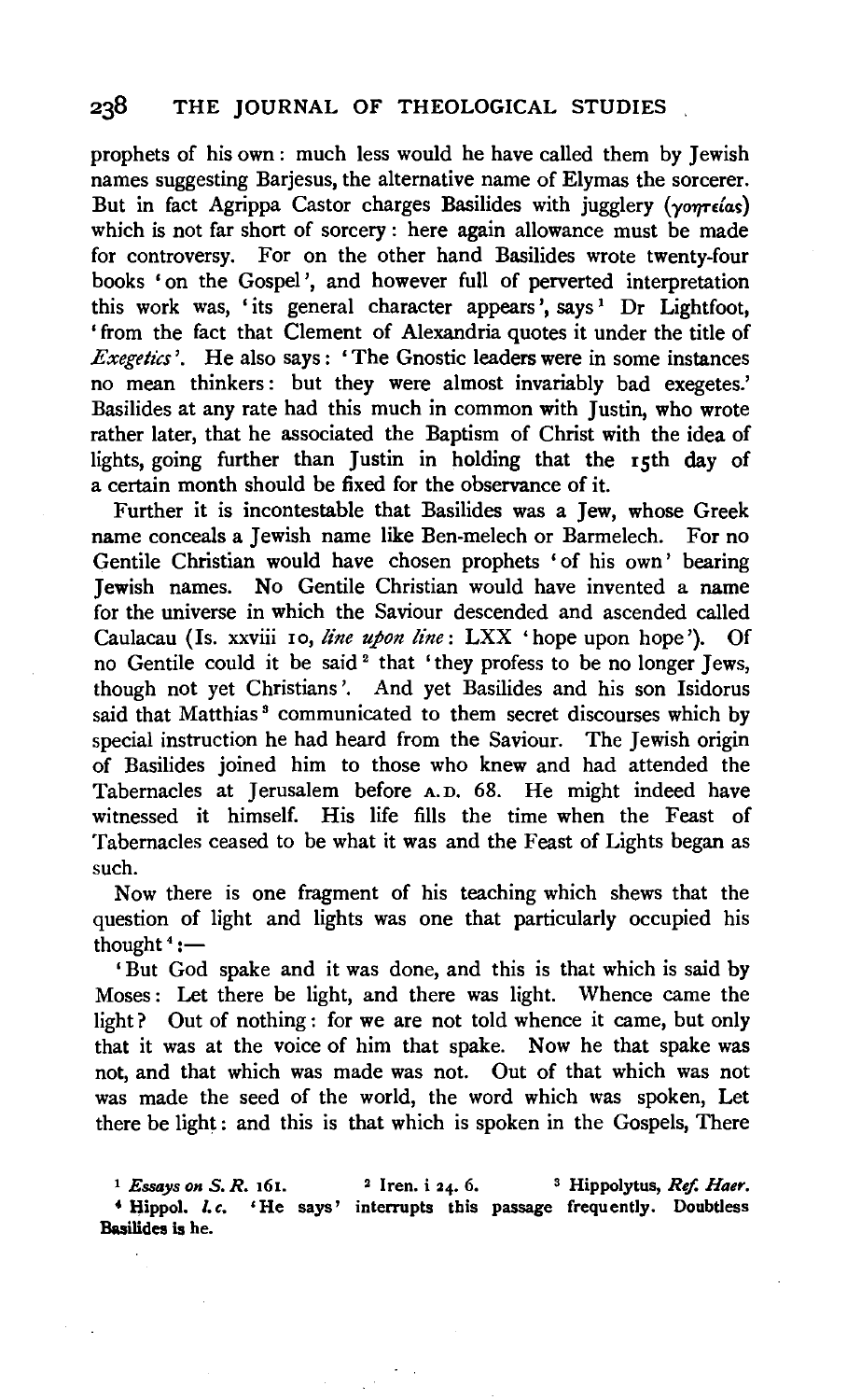prophets of his own: much less would he have called them by Jewish names suggesting Barjesus, the alternative name of Elymas the sorcerer. But in fact Agrippa Castor charges Basilides with jugglery (γοητείας) which is not far short of sorcery: here again allowance must be made for controversy. For on the other hand Basilides wrote twenty-four books 'on the Gospel', and however full of perverted interpretation this work was, 'its general character appears', says[1] Dr Lightfoot, 'from the fact that Clement of Alexandria quotes it under the title of *Exegetics*'. He also says: 'The Gnostic leaders were in some instances no mean thinkers: but they were almost invariably bad exegetes.' Basilides at any rate had this much in common with Justin, who wrote rather later, that he associated the Baptism of Christ with the idea of lights, going further than Justin in holding that the 15th day of a certain month should be fixed for the observance of it.

Further it is incontestable that Basilides was a Jew, whose Greek name conceals a Jewish name like Ben-melech or Barmelech. For no Gentile Christian would have chosen prophets 'of his own' bearing Jewish names. No Gentile Christian would have invented a name for the universe in which the Saviour descended and ascended called Caulacau (Is. xxviii 10, *line upon line*: LXX 'hope upon hope'). Of no Gentile could it be said[2] that 'they profess to be no longer Jews, though not yet Christians'. And yet Basilides and his son Isidorus said that Matthias[3] communicated to them secret discourses which by special instruction he had heard from the Saviour. The Jewish origin of Basilides joined him to those who knew and had attended the Tabernacles at Jerusalem before A.D. 68. He might indeed have witnessed it himself. His life fills the time when the Feast of Tabernacles ceased to be what it was and the Feast of Lights began as such.

Now there is one fragment of his teaching which shews that the question of light and lights was one that particularly occupied his thought[4]:—

'But God spake and it was done, and this is that which is said by Moses: Let there be light, and there was light. Whence came the light? Out of nothing: for we are not told whence it came, but only that it was at the voice of him that spake. Now he that spake was not, and that which was made was not. Out of that which was not was made the seed of the world, the word which was spoken, Let there be light: and this is that which is spoken in the Gospels, There

[1] *Essays on S. R.* 161. [2] Iren. i 24. 6. [3] Hippolytus, *Ref. Haer.*

[4] Hippol. *l. c.* 'He says' interrupts this passage frequently. Doubtless Basilides is he.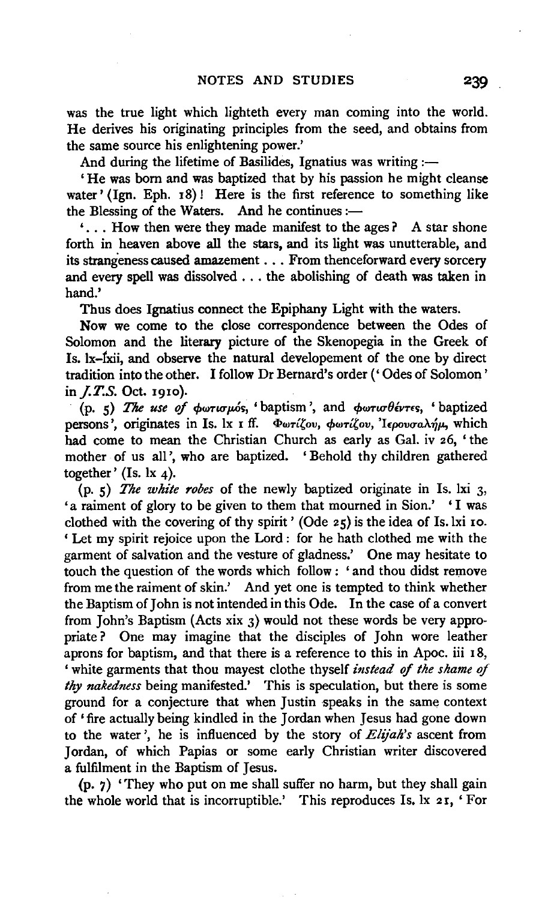was the true light which lighteth every man coming into the world. He derives his originating principles from the seed, and obtains from the same source his enlightening power.'

And during the lifetime of Basilides, Ignatius was writing:—

'He was born and was baptized that by his passion he might cleanse water' (Ign. Eph. 18)! Here is the first reference to something like the Blessing of the Waters. And he continues:—

'... How then were they made manifest to the ages? A star shone forth in heaven above all the stars, and its light was unutterable, and its strangeness caused amazement ... From thenceforward every sorcery and every spell was dissolved ... the abolishing of death was taken in hand.'

Thus does Ignatius connect the Epiphany Light with the waters.

Now we come to the close correspondence between the Odes of Solomon and the literary picture of the Skenopegia in the Greek of Is. lx–lxii, and observe the natural developement of the one by direct tradition into the other. I follow Dr Bernard's order ('Odes of Solomon' in *J.T.S.* Oct. 1910).

(p. 5) *The use of* φωτισμός, 'baptism', and φωτισθέντες, 'baptized persons', originates in Is. lx 1 ff. Φωτίζου, φωτίζου, Ἱερουσαλήμ, which had come to mean the Christian Church as early as Gal. iv 26, 'the mother of us all', who are baptized. 'Behold thy children gathered together' (Is. lx 4).

(p. 5) *The white robes* of the newly baptized originate in Is. lxi 3, 'a raiment of glory to be given to them that mourned in Sion.' 'I was clothed with the covering of thy spirit' (Ode 25) is the idea of Is. lxi 10. 'Let my spirit rejoice upon the Lord: for he hath clothed me with the garment of salvation and the vesture of gladness.' One may hesitate to touch the question of the words which follow: 'and thou didst remove from me the raiment of skin.' And yet one is tempted to think whether the Baptism of John is not intended in this Ode. In the case of a convert from John's Baptism (Acts xix 3) would not these words be very appropriate? One may imagine that the disciples of John wore leather aprons for baptism, and that there is a reference to this in Apoc. iii 18, 'white garments that thou mayest clothe thyself *instead of the shame of thy nakedness* being manifested.' This is speculation, but there is some ground for a conjecture that when Justin speaks in the same context of 'fire actually being kindled in the Jordan when Jesus had gone down to the water', he is influenced by the story of *Elijah's* ascent from Jordan, of which Papias or some early Christian writer discovered a fulfilment in the Baptism of Jesus.

(p. 7) 'They who put on me shall suffer no harm, but they shall gain the whole world that is incorruptible.' This reproduces Is. lx 21, 'For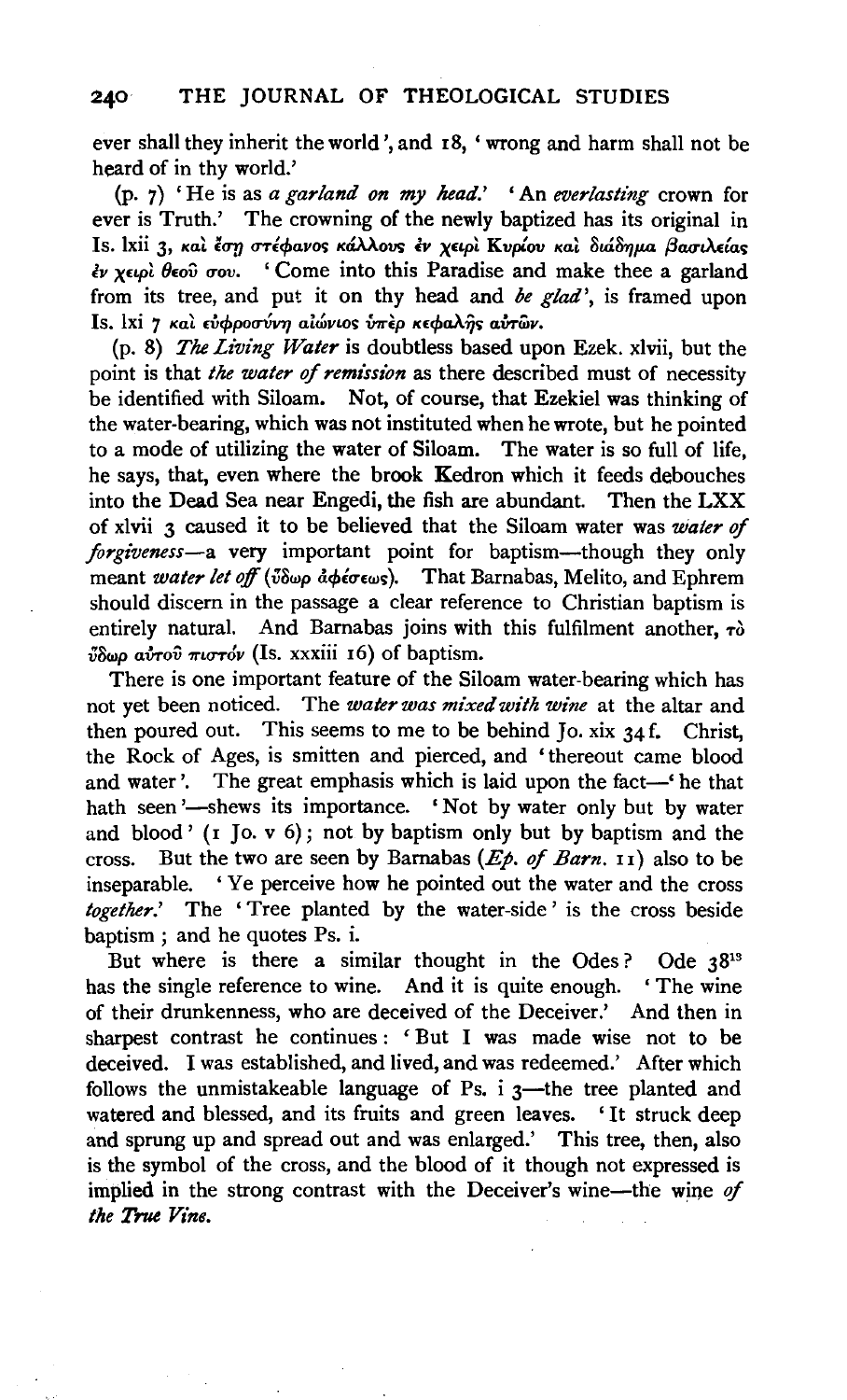ever shall they inherit the world', and 18, 'wrong and harm shall not be heard of in thy world.'

(p. 7) 'He is as *a garland on my head.*' 'An *everlasting* crown for ever is Truth.' The crowning of the newly baptized has its original in Is. lxii 3, καὶ ἔσῃ στέφανος κάλλους ἐν χειρὶ Κυρίου καὶ διάδημα βασιλείας ἐν χειρὶ θεοῦ σου. 'Come into this Paradise and make thee a garland from its tree, and put it on thy head and *be glad*', is framed upon Is. lxi 7 καὶ εὐφροσύνη αἰώνιος ὑπὲρ κεφαλῆς αὐτῶν.

(p. 8) *The Living Water* is doubtless based upon Ezek. xlvii, but the point is that *the water of remission* as there described must of necessity be identified with Siloam. Not, of course, that Ezekiel was thinking of the water-bearing, which was not instituted when he wrote, but he pointed to a mode of utilizing the water of Siloam. The water is so full of life, he says, that, even where the brook Kedron which it feeds debouches into the Dead Sea near Engedi, the fish are abundant. Then the LXX of xlvii 3 caused it to be believed that the Siloam water was *water of forgiveness*—a very important point for baptism—though they only meant *water let off* (ὕδωρ ἀφέσεως). That Barnabas, Melito, and Ephrem should discern in the passage a clear reference to Christian baptism is entirely natural. And Barnabas joins with this fulfilment another, τὸ ὕδωρ αὐτοῦ πιστόν (Is. xxxiii 16) of baptism.

There is one important feature of the Siloam water-bearing which has not yet been noticed. The *water was mixed with wine* at the altar and then poured out. This seems to me to be behind Jo. xix 34 f. Christ, the Rock of Ages, is smitten and pierced, and 'thereout came blood and water'. The great emphasis which is laid upon the fact—'he that hath seen'—shews its importance. 'Not by water only but by water and blood' (1 Jo. v 6); not by baptism only but by baptism and the cross. But the two are seen by Barnabas (*Ep. of Barn.* 11) also to be inseparable. 'Ye perceive how he pointed out the water and the cross *together*.' The 'Tree planted by the water-side' is the cross beside baptism; and he quotes Ps. i.

But where is there a similar thought in the Odes? Ode 38[13] has the single reference to wine. And it is quite enough. 'The wine of their drunkenness, who are deceived of the Deceiver.' And then in sharpest contrast he continues: 'But I was made wise not to be deceived. I was established, and lived, and was redeemed.' After which follows the unmistakeable language of Ps. i 3—the tree planted and watered and blessed, and its fruits and green leaves. 'It struck deep and sprung up and spread out and was enlarged.' This tree, then, also is the symbol of the cross, and the blood of it though not expressed is implied in the strong contrast with the Deceiver's wine—the wine *of the True Vine.*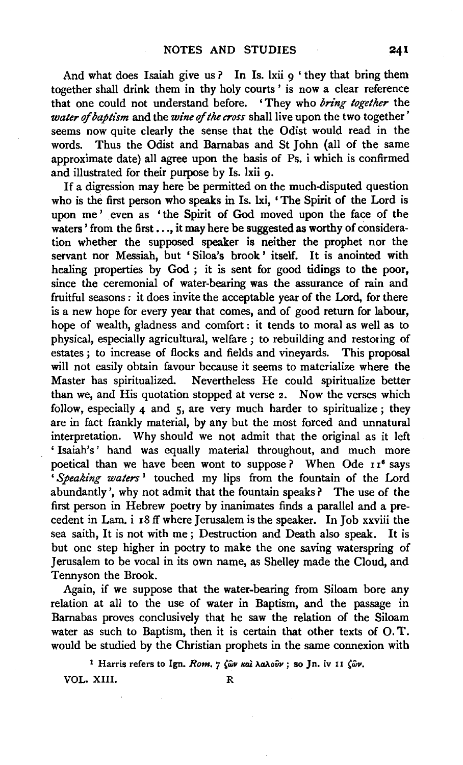And what does Isaiah give us? In Is. lxii 9 'they that bring them together shall drink them in thy holy courts' is now a clear reference that one could not understand before. 'They who *bring together* the *water of baptism* and the *wine of the cross* shall live upon the two together' seems now quite clearly the sense that the Odist would read in the words. Thus the Odist and Barnabas and St John (all of the same approximate date) all agree upon the basis of Ps. i which is confirmed and illustrated for their purpose by Is. lxii 9.

If a digression may here be permitted on the much-disputed question who is the first person who speaks in Is. lxi, 'The Spirit of the Lord is upon me' even as 'the Spirit of God moved upon the face of the waters' from the first . . ., it may here be suggested as worthy of consideration whether the supposed speaker is neither the prophet nor the servant nor Messiah, but 'Siloa's brook' itself. It is anointed with healing properties by God; it is sent for good tidings to the poor, since the ceremonial of water-bearing was the assurance of rain and fruitful seasons: it does invite the acceptable year of the Lord, for there is a new hope for every year that comes, and of good return for labour, hope of wealth, gladness and comfort: it tends to moral as well as to physical, especially agricultural, welfare; to rebuilding and restoring of estates; to increase of flocks and fields and vineyards. This proposal will not easily obtain favour because it seems to materialize where the Master has spiritualized. Nevertheless He could spiritualize better than we, and His quotation stopped at verse 2. Now the verses which follow, especially 4 and 5, are very much harder to spiritualize; they are in fact frankly material, by any but the most forced and unnatural interpretation. Why should we not admit that the original as it left 'Isaiah's' hand was equally material throughout, and much more poetical than we have been wont to suppose? When Ode 11[6] says '*Speaking waters*[1] touched my lips from the fountain of the Lord abundantly', why not admit that the fountain speaks? The use of the first person in Hebrew poetry by inanimates finds a parallel and a precedent in Lam. i 18 ff where Jerusalem is the speaker. In Job xxviii the sea saith, It is not with me; Destruction and Death also speak. It is but one step higher in poetry to make the one saving waterspring of Jerusalem to be vocal in its own name, as Shelley made the Cloud, and Tennyson the Brook.

Again, if we suppose that the water-bearing from Siloam bore any relation at all to the use of water in Baptism, and the passage in Barnabas proves conclusively that he saw the relation of the Siloam water as such to Baptism, then it is certain that other texts of O. T. would be studied by the Christian prophets in the same connexion with

[1] Harris refers to Ign. *Rom.* 7 ζῶν καὶ λαλοῦν; so Jn. iv 11 ζῶν.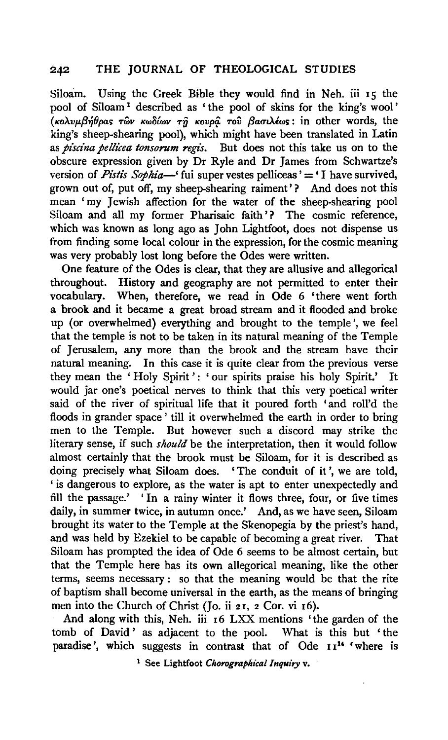Siloam. Using the Greek Bible they would find in Neh. iii 15 the pool of Siloam[1] described as 'the pool of skins for the king's wool' (κολυμβήθρας τῶν κωδίων τῇ κουρᾷ τοῦ βασιλέως: in other words, the king's sheep-shearing pool), which might have been translated in Latin as *piscina pellicea tonsorum regis*. But does not this take us on to the obscure expression given by Dr Ryle and Dr James from Schwartze's version of *Pistis Sophia*—'fui super vestes pelliceas' = 'I have survived, grown out of, put off, my sheep-shearing raiment'? And does not this mean 'my Jewish affection for the water of the sheep-shearing pool Siloam and all my former Pharisaic faith'? The cosmic reference, which was known as long ago as John Lightfoot, does not dispense us from finding some local colour in the expression, for the cosmic meaning was very probably lost long before the Odes were written.

One feature of the Odes is clear, that they are allusive and allegorical throughout. History and geography are not permitted to enter their vocabulary. When, therefore, we read in Ode 6 'there went forth a brook and it became a great broad stream and it flooded and broke up (or overwhelmed) everything and brought to the temple', we feel that the temple is not to be taken in its natural meaning of the Temple of Jerusalem, any more than the brook and the stream have their natural meaning. In this case it is quite clear from the previous verse they mean the 'Holy Spirit': 'our spirits praise his holy Spirit.' It would jar one's poetical nerves to think that this very poetical writer said of the river of spiritual life that it poured forth 'and roll'd the floods in grander space' till it overwhelmed the earth in order to bring men to the Temple. But however such a discord may strike the literary sense, if such *should* be the interpretation, then it would follow almost certainly that the brook must be Siloam, for it is described as doing precisely what Siloam does. 'The conduit of it', we are told, 'is dangerous to explore, as the water is apt to enter unexpectedly and fill the passage.' 'In a rainy winter it flows three, four, or five times daily, in summer twice, in autumn once.' And, as we have seen, Siloam brought its water to the Temple at the Skenopegia by the priest's hand, and was held by Ezekiel to be capable of becoming a great river. That Siloam has prompted the idea of Ode 6 seems to be almost certain, but that the Temple here has its own allegorical meaning, like the other terms, seems necessary: so that the meaning would be that the rite of baptism shall become universal in the earth, as the means of bringing men into the Church of Christ (Jo. ii 21, 2 Cor. vi 16).

And along with this, Neh. iii 16 LXX mentions 'the garden of the tomb of David' as adjacent to the pool. What is this but 'the paradise', which suggests in contrast that of Ode 11[14] 'where is

[1] See Lightfoot *Chorographical Inquiry* v.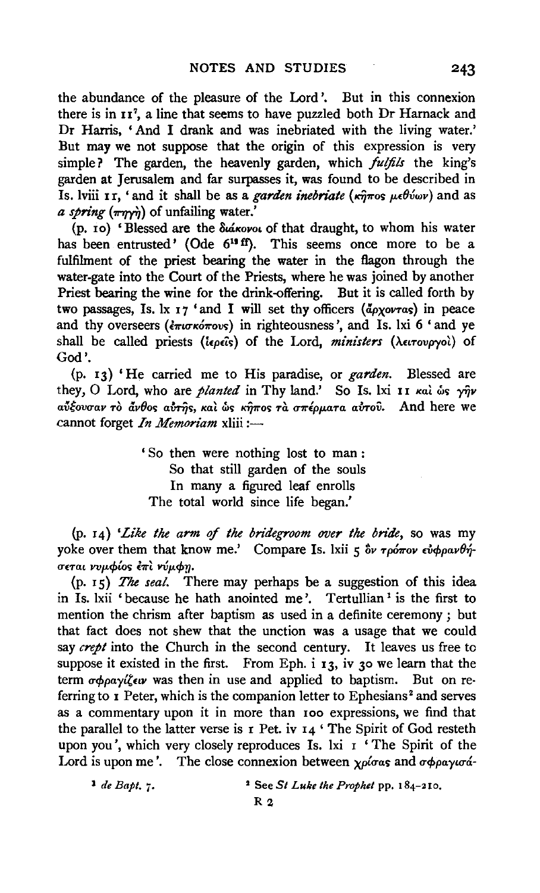the abundance of the pleasure of the Lord'. But in this connexion there is in 11[7], a line that seems to have puzzled both Dr Harnack and Dr Harris, 'And I drank and was inebriated with the living water.' But may we not suppose that the origin of this expression is very simple? The garden, the heavenly garden, which *fulfils* the king's garden at Jerusalem and far surpasses it, was found to be described in Is. lviii 11, 'and it shall be as a *garden inebriate* (κῆπος μεθύων) and as *a spring* (πηγὴ) of unfailing water.'

(p. 10) 'Blessed are the διάκονοι of that draught, to whom his water has been entrusted' (Ode 6[11 ff]). This seems once more to be a fulfilment of the priest bearing the water in the flagon through the water-gate into the Court of the Priests, where he was joined by another Priest bearing the wine for the drink-offering. But it is called forth by two passages, Is. lx 17 'and I will set thy officers (ἄρχοντας) in peace and thy overseers (ἐπισκόπους) in righteousness', and Is. lxi 6 'and ye shall be called priests (ἱερεῖς) of the Lord, *ministers* (λειτουργοὶ) of God'.

(p. 13) 'He carried me to His paradise, or *garden*. Blessed are they, O Lord, who are *planted* in Thy land.' So Is. lxi 11 καὶ ὡς γῆν αὔξουσαν τὸ ἄνθος αὐτῆς, καὶ ὡς κῆπος τὰ σπέρματα αὐτοῦ. And here we cannot forget *In Memoriam* xliii:—

> 'So then were nothing lost to man:
> So that still garden of the souls
> In many a figured leaf enrolls
> The total world since life began.'

(p. 14) '*Like the arm of the bridegroom over the bride*, so was my yoke over them that know me.' Compare Is. lxii 5 ὃν τρόπον εὐφρανθήσεται νυμφίος ἐπὶ νύμφῃ.

(p. 15) *The seal.* There may perhaps be a suggestion of this idea in Is. lxii 'because he hath anointed me'. Tertullian[1] is the first to mention the chrism after baptism as used in a definite ceremony; but that fact does not shew that the unction was a usage that we could say *crept* into the Church in the second century. It leaves us free to suppose it existed in the first. From Eph. i 13, iv 30 we learn that the term σφραγίζειν was then in use and applied to baptism. But on referring to 1 Peter, which is the companion letter to Ephesians[2] and serves as a commentary upon it in more than 100 expressions, we find that the parallel to the latter verse is 1 Pet. iv 14 'The Spirit of God resteth upon you', which very closely reproduces Is. lxi 1 'The Spirit of the Lord is upon me'. The close connexion between χρίσας and σφραγισά-

[1] *de Bapt.* 7.

[2] See *St Luke the Prophet* pp. 184–210.

R 2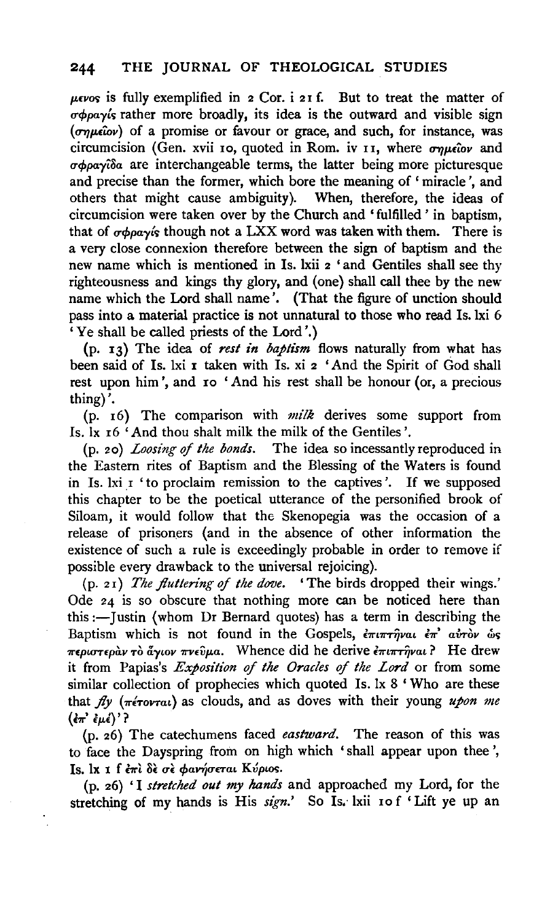μενος is fully exemplified in 2 Cor. i 21 f. But to treat the matter of σφραγίς rather more broadly, its idea is the outward and visible sign (σημεῖον) of a promise or favour or grace, and such, for instance, was circumcision (Gen. xvii 10, quoted in Rom. iv 11, where σημεῖον and σφραγῖδα are interchangeable terms, the latter being more picturesque and precise than the former, which bore the meaning of 'miracle', and others that might cause ambiguity). When, therefore, the ideas of circumcision were taken over by the Church and 'fulfilled' in baptism, that of σφραγίς though not a LXX word was taken with them. There is a very close connexion therefore between the sign of baptism and the new name which is mentioned in Is. lxii 2 'and Gentiles shall see thy righteousness and kings thy glory, and (one) shall call thee by the new name which the Lord shall name'. (That the figure of unction should pass into a material practice is not unnatural to those who read Is. lxi 6 'Ye shall be called priests of the Lord'.)

(p. 13) The idea of *rest in baptism* flows naturally from what has been said of Is. lxi 1 taken with Is. xi 2 'And the Spirit of God shall rest upon him', and 10 'And his rest shall be honour (or, a precious thing)'.

(p. 16) The comparison with *milk* derives some support from Is. lx 16 'And thou shalt milk the milk of the Gentiles'.

(p. 20) *Loosing of the bonds.* The idea so incessantly reproduced in the Eastern rites of Baptism and the Blessing of the Waters is found in Is. lxi 1 'to proclaim remission to the captives'. If we supposed this chapter to be the poetical utterance of the personified brook of Siloam, it would follow that the Skenopegia was the occasion of a release of prisoners (and in the absence of other information the existence of such a rule is exceedingly probable in order to remove if possible every drawback to the universal rejoicing).

(p. 21) *The fluttering of the dove.* 'The birds dropped their wings.' Ode 24 is so obscure that nothing more can be noticed here than this:—Justin (whom Dr Bernard quotes) has a term in describing the Baptism which is not found in the Gospels, ἐπιπτῆναι ἐπ' αὐτὸν ὡς περιστερὰν τὸ ἅγιον πνεῦμα. Whence did he derive ἐπιπτῆναι? He drew it from Papias's *Exposition of the Oracles of the Lord* or from some similar collection of prophecies which quoted Is. lx 8 'Who are these that *fly* (πέτονται) as clouds, and as doves with their young *upon me* (ἐπ' ἐμέ)'?

(p. 26) The catechumens faced *eastward*. The reason of this was to face the Dayspring from on high which 'shall appear upon thee', Is. lx 1 f ἐπὶ δὲ σὲ φανήσεται Κύριος.

(p. 26) 'I *stretched out my hands* and approached my Lord, for the stretching of my hands is His *sign*.' So Is. lxii 10 f 'Lift ye up an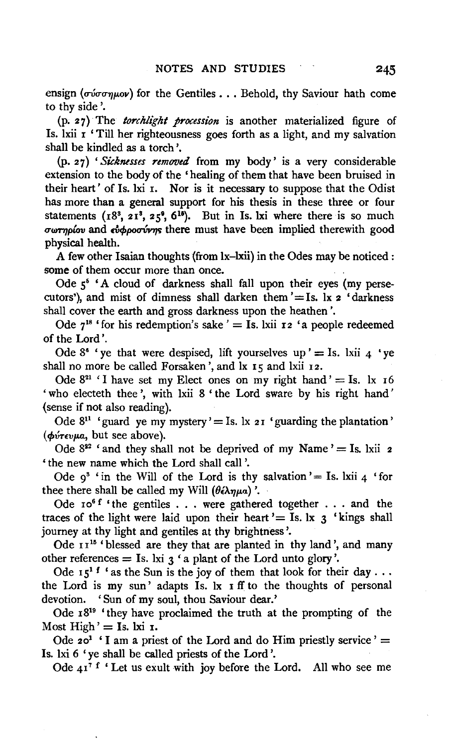ensign (σύσσημον) for the Gentiles . . . Behold, thy Saviour hath come to thy side'.

(p. 27) The *torchlight procession* is another materialized figure of Is. lxii 1 'Till her righteousness goes forth as a light, and my salvation shall be kindled as a torch'.

(p. 27) '*Sicknesses removed* from my body' is a very considerable extension to the body of the 'healing of them that have been bruised in their heart' of Is. lxi 1. Nor is it necessary to suppose that the Odist has more than a general support for his thesis in these three or four statements ($18^{3}$, $21^{3}$, $25^{9}$, $6^{16}$). But in Is. lxi where there is so much σωτηρίου and εὐφροσύνης there must have been implied therewith good physical health.

A few other Isaian thoughts (from lx–lxii) in the Odes may be noticed: some of them occur more than once.

Ode $5^{5}$ 'A cloud of darkness shall fall upon their eyes (my persecutors'), and mist of dimness shall darken them' = Is. lx 2 'darkness shall cover the earth and gross darkness upon the heathen'.

Ode $7^{18}$ 'for his redemption's sake' = Is. lxii 12 'a people redeemed of the Lord'.

Ode $8^{6}$ 'ye that were despised, lift yourselves up' = Is. lxii 4 'ye shall no more be called Forsaken', and lx 15 and lxii 12.

Ode $8^{21}$ 'I have set my Elect ones on my right hand' = Is. lx 16 'who electeth thee', with lxii 8 'the Lord sware by his right hand' (sense if not also reading).

Ode $8^{11}$ 'guard ye my mystery' = Is. lx 21 'guarding the plantation' (φύτευμα, but see above).

Ode $8^{22}$ 'and they shall not be deprived of my Name' = Is. lxii 2 'the new name which the Lord shall call'.

Ode $9^{3}$ 'in the Will of the Lord is thy salvation' = Is. lxii 4 'for thee there shall be called my Will (θέλημα)'.

Ode $10^{6}$ f 'the gentiles . . . were gathered together . . . and the traces of the light were laid upon their heart' = Is. lx 3 'kings shall journey at thy light and gentiles at thy brightness'.

Ode $11^{15}$ 'blessed are they that are planted in thy land', and many other references = Is. lxi 3 'a plant of the Lord unto glory'.

Ode $15^{1}$ f 'as the Sun is the joy of them that look for their day . . . the Lord is my sun' adapts Is. lx 1 ff to the thoughts of personal devotion. 'Sun of my soul, thou Saviour dear.'

Ode $18^{19}$ 'they have proclaimed the truth at the prompting of the Most High' = Is. lxi 1.

Ode $20^{1}$ 'I am a priest of the Lord and do Him priestly service' = Is. lxi 6 'ye shall be called priests of the Lord'.

Ode $41^{7}$ f 'Let us exult with joy before the Lord. All who see me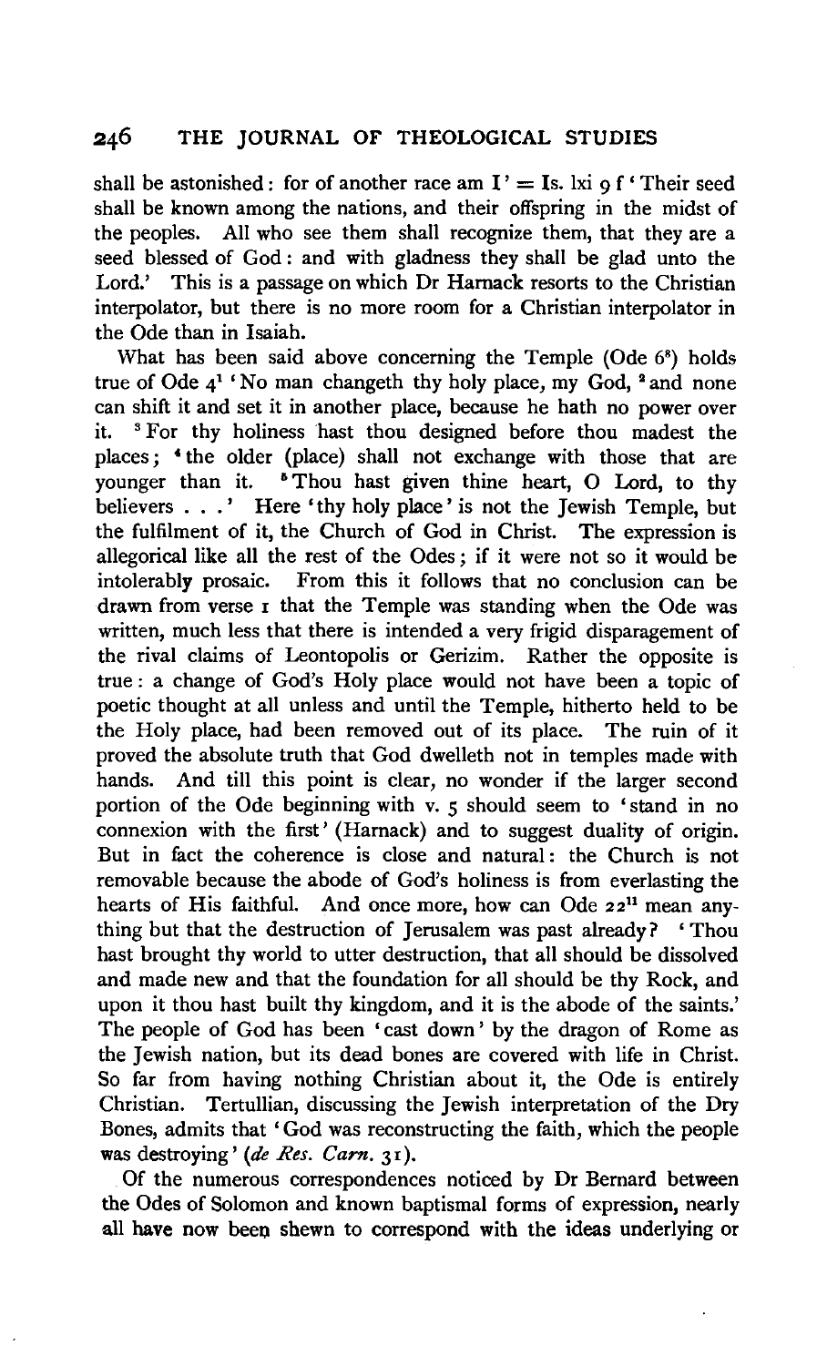shall be astonished: for of another race am I' = Is. lxi 9 f 'Their seed shall be known among the nations, and their offspring in the midst of the peoples. All who see them shall recognize them, that they are a seed blessed of God: and with gladness they shall be glad unto the Lord.' This is a passage on which Dr Harnack resorts to the Christian interpolator, but there is no more room for a Christian interpolator in the Ode than in Isaiah.

What has been said above concerning the Temple (Ode 6[8]) holds true of Ode 4[1] 'No man changeth thy holy place, my God, [2] and none can shift it and set it in another place, because he hath no power over it. [3] For thy holiness hast thou designed before thou madest the places; [4] the older (place) shall not exchange with those that are younger than it. [5] Thou hast given thine heart, O Lord, to thy believers . . .' Here 'thy holy place' is not the Jewish Temple, but the fulfilment of it, the Church of God in Christ. The expression is allegorical like all the rest of the Odes; if it were not so it would be intolerably prosaic. From this it follows that no conclusion can be drawn from verse 1 that the Temple was standing when the Ode was written, much less that there is intended a very frigid disparagement of the rival claims of Leontopolis or Gerizim. Rather the opposite is true: a change of God's Holy place would not have been a topic of poetic thought at all unless and until the Temple, hitherto held to be the Holy place, had been removed out of its place. The ruin of it proved the absolute truth that God dwelleth not in temples made with hands. And till this point is clear, no wonder if the larger second portion of the Ode beginning with v. 5 should seem to 'stand in no connexion with the first' (Harnack) and to suggest duality of origin. But in fact the coherence is close and natural: the Church is not removable because the abode of God's holiness is from everlasting the hearts of His faithful. And once more, how can Ode 22[11] mean anything but that the destruction of Jerusalem was past already? 'Thou hast brought thy world to utter destruction, that all should be dissolved and made new and that the foundation for all should be thy Rock, and upon it thou hast built thy kingdom, and it is the abode of the saints.' The people of God has been 'cast down' by the dragon of Rome as the Jewish nation, but its dead bones are covered with life in Christ. So far from having nothing Christian about it, the Ode is entirely Christian. Tertullian, discussing the Jewish interpretation of the Dry Bones, admits that 'God was reconstructing the faith, which the people was destroying' (*de Res. Carn.* 31).

Of the numerous correspondences noticed by Dr Bernard between the Odes of Solomon and known baptismal forms of expression, nearly all have now been shewn to correspond with the ideas underlying or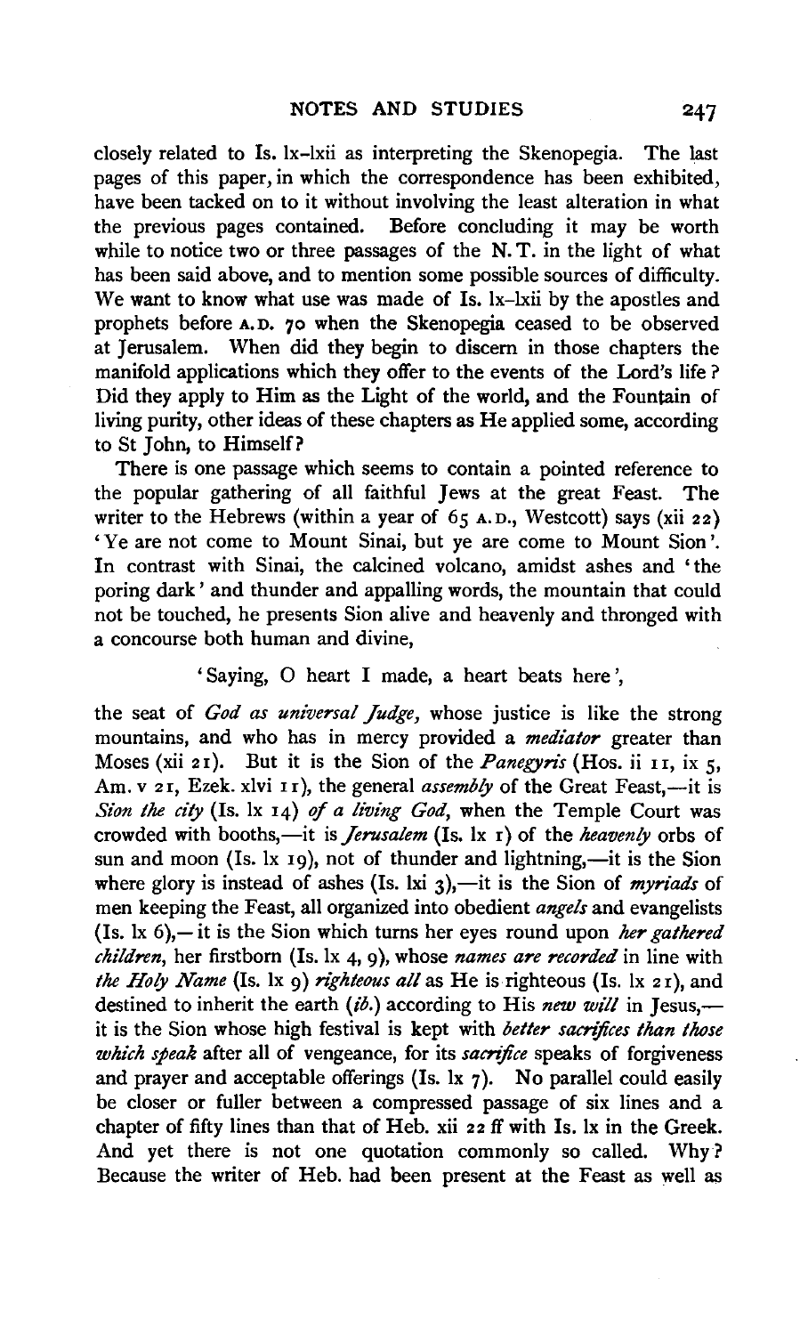closely related to Is. lx–lxii as interpreting the Skenopegia. The last pages of this paper, in which the correspondence has been exhibited, have been tacked on to it without involving the least alteration in what the previous pages contained. Before concluding it may be worth while to notice two or three passages of the N. T. in the light of what has been said above, and to mention some possible sources of difficulty. We want to know what use was made of Is. lx–lxii by the apostles and prophets before A.D. 70 when the Skenopegia ceased to be observed at Jerusalem. When did they begin to discern in those chapters the manifold applications which they offer to the events of the Lord's life? Did they apply to Him as the Light of the world, and the Fountain of living purity, other ideas of these chapters as He applied some, according to St John, to Himself?

There is one passage which seems to contain a pointed reference to the popular gathering of all faithful Jews at the great Feast. The writer to the Hebrews (within a year of 65 A.D., Westcott) says (xii 22) 'Ye are not come to Mount Sinai, but ye are come to Mount Sion'. In contrast with Sinai, the calcined volcano, amidst ashes and 'the poring dark' and thunder and appalling words, the mountain that could not be touched, he presents Sion alive and heavenly and thronged with a concourse both human and divine,

'Saying, O heart I made, a heart beats here',

the seat of *God as universal Judge*, whose justice is like the strong mountains, and who has in mercy provided a *mediator* greater than Moses (xii 21). But it is the Sion of the *Panegyris* (Hos. ii 11, ix 5, Am. v 21, Ezek. xlvi 11), the general *assembly* of the Great Feast,—it is *Sion the city* (Is. lx 14) *of a living God*, when the Temple Court was crowded with booths,—it is *Jerusalem* (Is. lx 1) of the *heavenly* orbs of sun and moon (Is. lx 19), not of thunder and lightning,—it is the Sion where glory is instead of ashes (Is. lxi 3),—it is the Sion of *myriads* of men keeping the Feast, all organized into obedient *angels* and evangelists (Is. lx 6),—it is the Sion which turns her eyes round upon *her gathered children*, her firstborn (Is. lx 4, 9), whose *names are recorded* in line with *the Holy Name* (Is. lx 9) *righteous all* as He is righteous (Is. lx 21), and destined to inherit the earth (*ib.*) according to His *new will* in Jesus,—it is the Sion whose high festival is kept with *better sacrifices than those which speak* after all of vengeance, for its *sacrifice* speaks of forgiveness and prayer and acceptable offerings (Is. lx 7). No parallel could easily be closer or fuller between a compressed passage of six lines and a chapter of fifty lines than that of Heb. xii 22 ff with Is. lx in the Greek. And yet there is not one quotation commonly so called. Why? Because the writer of Heb. had been present at the Feast as well as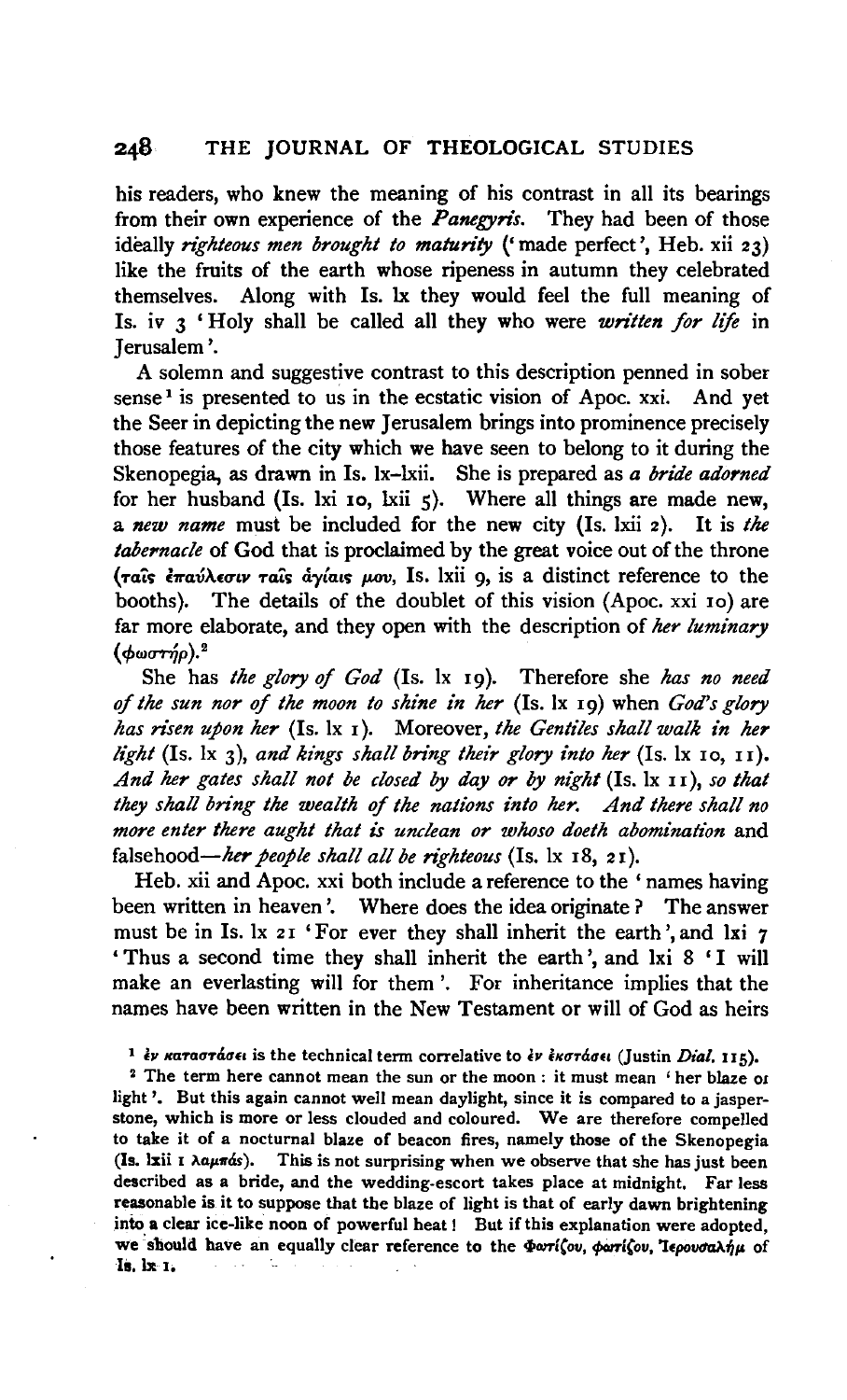his readers, who knew the meaning of his contrast in all its bearings from their own experience of the *Panegyris*. They had been of those ideally *righteous men brought to maturity* ('made perfect', Heb. xii 23) like the fruits of the earth whose ripeness in autumn they celebrated themselves. Along with Is. lx they would feel the full meaning of Is. iv 3 'Holy shall be called all they who were *written for life* in Jerusalem'.

A solemn and suggestive contrast to this description penned in sober sense[1] is presented to us in the ecstatic vision of Apoc. xxi. And yet the Seer in depicting the new Jerusalem brings into prominence precisely those features of the city which we have seen to belong to it during the Skenopegia, as drawn in Is. lx–lxii. She is prepared as *a bride adorned* for her husband (Is. lxi 10, lxii 5). Where all things are made new, a *new name* must be included for the new city (Is. lxii 2). It is *the tabernacle* of God that is proclaimed by the great voice out of the throne (ταῖς ἐπαύλεσιν ταῖς ἁγίαις μου, Is. lxii 9, is a distinct reference to the booths). The details of the doublet of this vision (Apoc. xxi 10) are far more elaborate, and they open with the description of *her luminary* (φωστήρ).[2]

She has *the glory of God* (Is. lx 19). Therefore she *has no need of the sun nor of the moon to shine in her* (Is. lx 19) when *God's glory has risen upon her* (Is. lx 1). Moreover, *the Gentiles shall walk in her light* (Is. lx 3), *and kings shall bring their glory into her* (Is. lx 10, 11). *And her gates shall not be closed by day or by night* (Is. lx 11), *so that they shall bring the wealth of the nations into her. And there shall no more enter there aught that is unclean or whoso doeth abomination* and falsehood—*her people shall all be righteous* (Is. lx 18, 21).

Heb. xii and Apoc. xxi both include a reference to the 'names having been written in heaven'. Where does the idea originate? The answer must be in Is. lx 21 'For ever they shall inherit the earth', and lxi 7 'Thus a second time they shall inherit the earth', and lxi 8 'I will make an everlasting will for them'. For inheritance implies that the names have been written in the New Testament or will of God as heirs

[1] ἐν καταστάσει is the technical term correlative to ἐν ἐκστάσει (Justin *Dial.* 115).

[2] The term here cannot mean the sun or the moon: it must mean 'her blaze or light'. But this again cannot well mean daylight, since it is compared to a jasper-stone, which is more or less clouded and coloured. We are therefore compelled to take it of a nocturnal blaze of beacon fires, namely those of the Skenopegia (Is. lxii 1 λαμπάς). This is not surprising when we observe that she has just been described as a bride, and the wedding-escort takes place at midnight. Far less reasonable is it to suppose that the blaze of light is that of early dawn brightening into a clear ice-like noon of powerful heat! But if this explanation were adopted, we should have an equally clear reference to the Φωτίζου, φωτίζου, Ἱερουσαλήμ of Is. lx 1.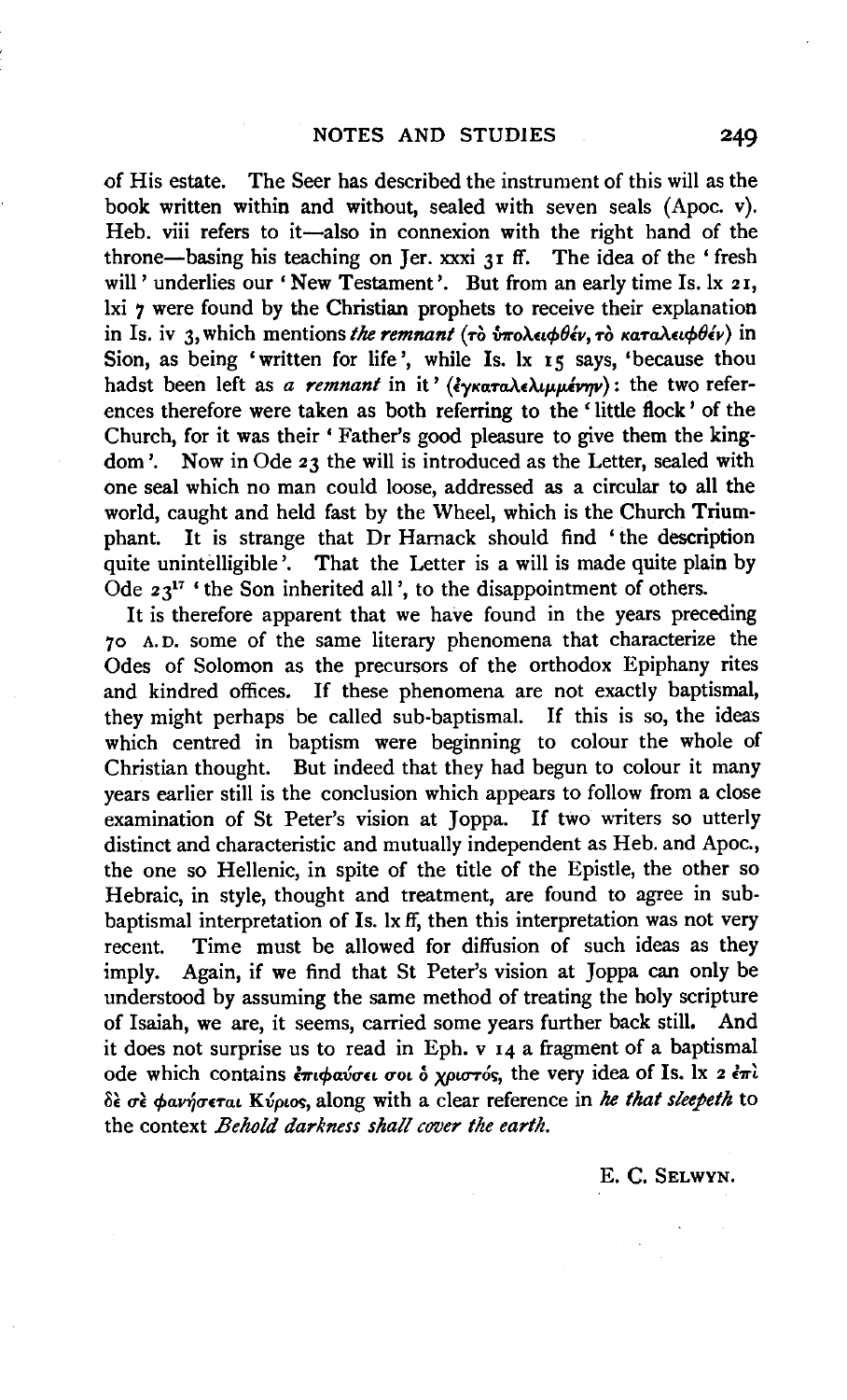of His estate. The Seer has described the instrument of this will as the book written within and without, sealed with seven seals (Apoc. v). Heb. viii refers to it—also in connexion with the right hand of the throne—basing his teaching on Jer. xxxi 31 ff. The idea of the 'fresh will' underlies our 'New Testament'. But from an early time Is. lx 21, lxi 7 were found by the Christian prophets to receive their explanation in Is. iv 3, which mentions *the remnant* (τὸ ὑπολειφθέν, τὸ καταλειφθέν) in Sion, as being 'written for life', while Is. lx 15 says, 'because thou hadst been left as *a remnant* in it' (ἐγκαταλελιμμένην): the two references therefore were taken as both referring to the 'little flock' of the Church, for it was their 'Father's good pleasure to give them the kingdom'. Now in Ode 23 the will is introduced as the Letter, sealed with one seal which no man could loose, addressed as a circular to all the world, caught and held fast by the Wheel, which is the Church Triumphant. It is strange that Dr Harnack should find 'the description quite unintelligible'. That the Letter is a will is made quite plain by Ode 23[17] 'the Son inherited all', to the disappointment of others.

It is therefore apparent that we have found in the years preceding 70 A.D. some of the same literary phenomena that characterize the Odes of Solomon as the precursors of the orthodox Epiphany rites and kindred offices. If these phenomena are not exactly baptismal, they might perhaps be called sub-baptismal. If this is so, the ideas which centred in baptism were beginning to colour the whole of Christian thought. But indeed that they had begun to colour it many years earlier still is the conclusion which appears to follow from a close examination of St Peter's vision at Joppa. If two writers so utterly distinct and characteristic and mutually independent as Heb. and Apoc., the one so Hellenic, in spite of the title of the Epistle, the other so Hebraic, in style, thought and treatment, are found to agree in sub-baptismal interpretation of Is. lx ff, then this interpretation was not very recent. Time must be allowed for diffusion of such ideas as they imply. Again, if we find that St Peter's vision at Joppa can only be understood by assuming the same method of treating the holy scripture of Isaiah, we are, it seems, carried some years further back still. And it does not surprise us to read in Eph. v 14 a fragment of a baptismal ode which contains ἐπιφαύσει σοι ὁ χριστός, the very idea of Is. lx 2 ἐπὶ δὲ σὲ φανήσεται Κύριος, along with a clear reference in *he that sleepeth* to the context *Behold darkness shall cover the earth.*

E. C. SELWYN.